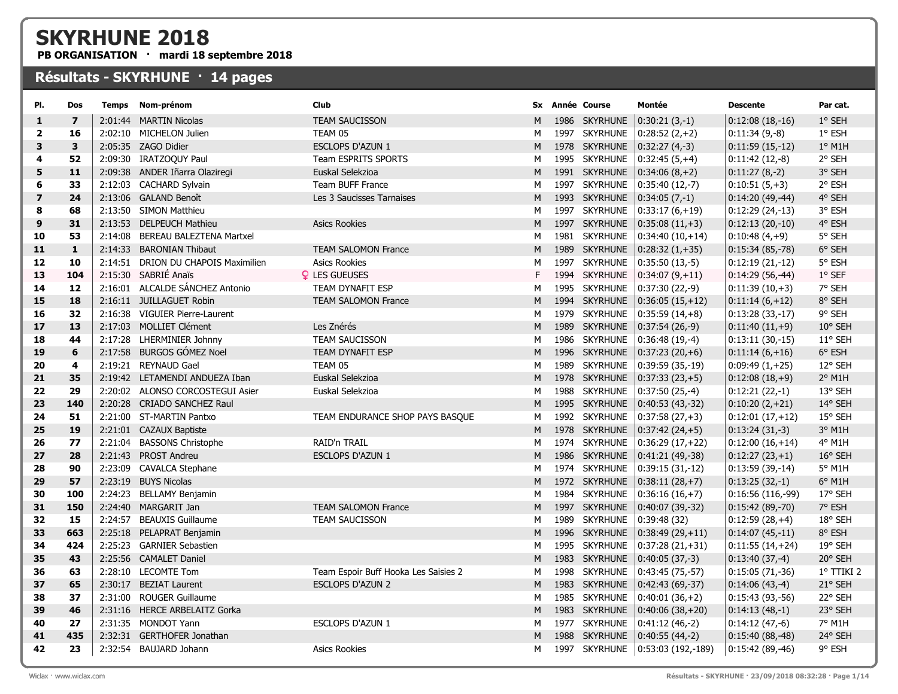# SKYRHUNE 2018

**PB ORGANISATION · mardi 18 septembre 2018**

## Résultats - SKYRHUNE · 14 pages

| Pl. | Dos | Temps | Nom-prénom | Club | Sx | Année | Course | Montée | Descente | Par cat. |
|---|---|---|---|---|---|---|---|---|---|---|
| 1 | 7 | 2:01:44 | MARTIN Nicolas | TEAM SAUCISSON | M | 1986 | SKYRHUNE | 0:30:21 (3,-1) | 0:12:08 (18,-16) | 1° SEH |
| 2 | 16 | 2:02:10 | MICHELON Julien | TEAM 05 | M | 1997 | SKYRHUNE | 0:28:52 (2,+2) | 0:11:34 (9,-8) | 1° ESH |
| 3 | 3 | 2:05:35 | ZAGO Didier | ESCLOPS D'AZUN 1 | M | 1978 | SKYRHUNE | 0:32:27 (4,-3) | 0:11:59 (15,-12) | 1° M1H |
| 4 | 52 | 2:09:30 | IRATZOQUY Paul | Team ESPRITS SPORTS | M | 1995 | SKYRHUNE | 0:32:45 (5,+4) | 0:11:42 (12,-8) | 2° SEH |
| 5 | 11 | 2:09:38 | ANDER Iñarra Olaziregi | Euskal Selekzioa | M | 1991 | SKYRHUNE | 0:34:06 (8,+2) | 0:11:27 (8,-2) | 3° SEH |
| 6 | 33 | 2:12:03 | CACHARD Sylvain | Team BUFF France | M | 1997 | SKYRHUNE | 0:35:40 (12,-7) | 0:10:51 (5,+3) | 2° ESH |
| 7 | 24 | 2:13:06 | GALAND Benoît | Les 3 Saucisses Tarnaises | M | 1993 | SKYRHUNE | 0:34:05 (7,-1) | 0:14:20 (49,-44) | 4° SEH |
| 8 | 68 | 2:13:50 | SIMON Matthieu | | M | 1997 | SKYRHUNE | 0:33:17 (6,+19) | 0:12:29 (24,-13) | 3° ESH |
| 9 | 31 | 2:13:53 | DELPEUCH Mathieu | Asics Rookies | M | 1997 | SKYRHUNE | 0:35:08 (11,+3) | 0:12:13 (20,-10) | 4° ESH |
| 10 | 53 | 2:14:08 | BEREAU BALEZTENA Martxel | | M | 1981 | SKYRHUNE | 0:34:40 (10,+14) | 0:10:48 (4,+9) | 5° SEH |
| 11 | 1 | 2:14:33 | BARONIAN Thibaut | TEAM SALOMON France | M | 1989 | SKYRHUNE | 0:28:32 (1,+35) | 0:15:34 (85,-78) | 6° SEH |
| 12 | 10 | 2:14:51 | DRION DU CHAPOIS Maximilien | Asics Rookies | M | 1997 | SKYRHUNE | 0:35:50 (13,-5) | 0:12:19 (21,-12) | 5° ESH |
| 13 | 104 | 2:15:30 | SABRIÉ Anaïs | ♀ LES GUEUSES | F | 1994 | SKYRHUNE | 0:34:07 (9,+11) | 0:14:29 (56,-44) | 1° SEF |
| 14 | 12 | 2:16:01 | ALCALDE SÁNCHEZ Antonio | TEAM DYNAFIT ESP | M | 1995 | SKYRHUNE | 0:37:30 (22,-9) | 0:11:39 (10,+3) | 7° SEH |
| 15 | 18 | 2:16:11 | JUILLAGUET Robin | TEAM SALOMON France | M | 1994 | SKYRHUNE | 0:36:05 (15,+12) | 0:11:14 (6,+12) | 8° SEH |
| 16 | 32 | 2:16:38 | VIGUIER Pierre-Laurent | | M | 1979 | SKYRHUNE | 0:35:59 (14,+8) | 0:13:28 (33,-17) | 9° SEH |
| 17 | 13 | 2:17:03 | MOLLIET Clément | Les Znérés | M | 1989 | SKYRHUNE | 0:37:54 (26,-9) | 0:11:40 (11,+9) | 10° SEH |
| 18 | 44 | 2:17:28 | LHERMINIER Johnny | TEAM SAUCISSON | M | 1986 | SKYRHUNE | 0:36:48 (19,-4) | 0:13:11 (30,-15) | 11° SEH |
| 19 | 6 | 2:17:58 | BURGOS GÓMEZ Noel | TEAM DYNAFIT ESP | M | 1996 | SKYRHUNE | 0:37:23 (20,+6) | 0:11:14 (6,+16) | 6° ESH |
| 20 | 4 | 2:19:21 | REYNAUD Gael | TEAM 05 | M | 1989 | SKYRHUNE | 0:39:59 (35,-19) | 0:09:49 (1,+25) | 12° SEH |
| 21 | 35 | 2:19:42 | LETAMENDI ANDUEZA Iban | Euskal Selekzioa | M | 1978 | SKYRHUNE | 0:37:33 (23,+5) | 0:12:08 (18,+9) | 2° M1H |
| 22 | 29 | 2:20:02 | ALONSO CORCOSTEGUI Asier | Euskal Selekzioa | M | 1988 | SKYRHUNE | 0:37:50 (25,-4) | 0:12:21 (22,-1) | 13° SEH |
| 23 | 140 | 2:20:28 | CRIADO SANCHEZ Raul | | M | 1995 | SKYRHUNE | 0:40:53 (43,-32) | 0:10:20 (2,+21) | 14° SEH |
| 24 | 51 | 2:21:00 | ST-MARTIN Pantxo | TEAM ENDURANCE SHOP PAYS BASQUE | M | 1992 | SKYRHUNE | 0:37:58 (27,+3) | 0:12:01 (17,+12) | 15° SEH |
| 25 | 19 | 2:21:01 | CAZAUX Baptiste | | M | 1978 | SKYRHUNE | 0:37:42 (24,+5) | 0:13:24 (31,-3) | 3° M1H |
| 26 | 77 | 2:21:04 | BASSONS Christophe | RAID'n TRAIL | M | 1974 | SKYRHUNE | 0:36:29 (17,+22) | 0:12:00 (16,+14) | 4° M1H |
| 27 | 28 | 2:21:43 | PROST Andreu | ESCLOPS D'AZUN 1 | M | 1986 | SKYRHUNE | 0:41:21 (49,-38) | 0:12:27 (23,+1) | 16° SEH |
| 28 | 90 | 2:23:09 | CAVALCA Stephane | | M | 1974 | SKYRHUNE | 0:39:15 (31,-12) | 0:13:59 (39,-14) | 5° M1H |
| 29 | 57 | 2:23:19 | BUYS Nicolas | | M | 1972 | SKYRHUNE | 0:38:11 (28,+7) | 0:13:25 (32,-1) | 6° M1H |
| 30 | 100 | 2:24:23 | BELLAMY Benjamin | | M | 1984 | SKYRHUNE | 0:36:16 (16,+7) | 0:16:56 (116,-99) | 17° SEH |
| 31 | 150 | 2:24:40 | MARGARIT Jan | TEAM SALOMON France | M | 1997 | SKYRHUNE | 0:40:07 (39,-32) | 0:15:42 (89,-70) | 7° ESH |
| 32 | 15 | 2:24:57 | BEAUXIS Guillaume | TEAM SAUCISSON | M | 1989 | SKYRHUNE | 0:39:48 (32) | 0:12:59 (28,+4) | 18° SEH |
| 33 | 663 | 2:25:18 | PELAPRAT Benjamin | | M | 1996 | SKYRHUNE | 0:38:49 (29,+11) | 0:14:07 (45,-11) | 8° ESH |
| 34 | 424 | 2:25:23 | GARNIER Sebastien | | M | 1995 | SKYRHUNE | 0:37:28 (21,+31) | 0:11:55 (14,+24) | 19° SEH |
| 35 | 43 | 2:25:56 | CAMALET Daniel | | M | 1983 | SKYRHUNE | 0:40:05 (37,-3) | 0:13:40 (37,-4) | 20° SEH |
| 36 | 63 | 2:28:10 | LECOMTE Tom | Team Espoir Buff Hooka Les Saisies 2 | M | 1998 | SKYRHUNE | 0:43:45 (75,-57) | 0:15:05 (71,-36) | 1° TTIKI 2 |
| 37 | 65 | 2:30:17 | BEZIAT Laurent | ESCLOPS D'AZUN 2 | M | 1983 | SKYRHUNE | 0:42:43 (69,-37) | 0:14:06 (43,-4) | 21° SEH |
| 38 | 37 | 2:31:00 | ROUGER Guillaume | | M | 1985 | SKYRHUNE | 0:40:01 (36,+2) | 0:15:43 (93,-56) | 22° SEH |
| 39 | 46 | 2:31:16 | HERCE ARBELAITZ Gorka | | M | 1983 | SKYRHUNE | 0:40:06 (38,+20) | 0:14:13 (48,-1) | 23° SEH |
| 40 | 27 | 2:31:35 | MONDOT Yann | ESCLOPS D'AZUN 1 | M | 1977 | SKYRHUNE | 0:41:12 (46,-2) | 0:14:12 (47,-6) | 7° M1H |
| 41 | 435 | 2:32:31 | GERTHOFER Jonathan | | M | 1988 | SKYRHUNE | 0:40:55 (44,-2) | 0:15:40 (88,-48) | 24° SEH |
| 42 | 23 | 2:32:54 | BAUJARD Johann | Asics Rookies | M | 1997 | SKYRHUNE | 0:53:03 (192,-189) | 0:15:42 (89,-46) | 9° ESH |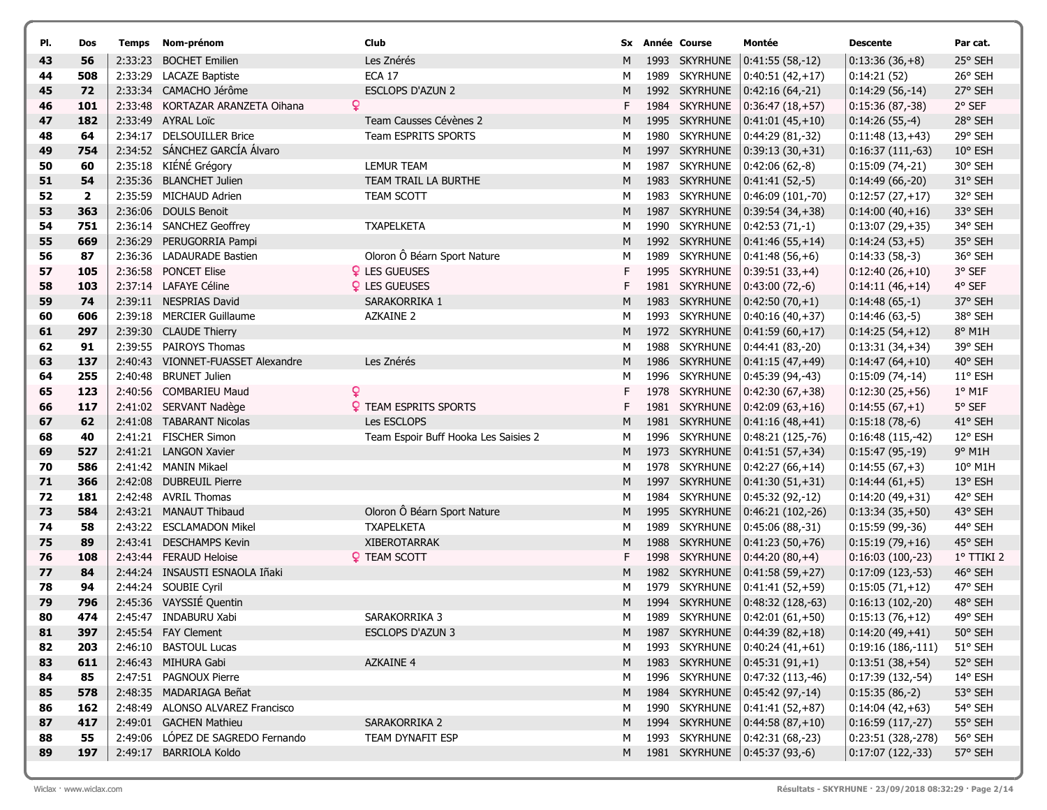| Pl. | Dos | Temps | Nom-prénom | Club | Sx | Année | Course | Montée | Descente | Par cat. |
|---|---|---|---|---|---|---|---|---|---|---|
| 43 | 56 | 2:33:23 | BOCHET Emilien | Les Znérés | M | 1993 | SKYRHUNE | 0:41:55 (58,-12) | 0:13:36 (36,+8) | 25° SEH |
| 44 | 508 | 2:33:29 | LACAZE Baptiste | ECA 17 | M | 1989 | SKYRHUNE | 0:40:51 (42,+17) | 0:14:21 (52) | 26° SEH |
| 45 | 72 | 2:33:34 | CAMACHO Jérôme | ESCLOPS D'AZUN 2 | M | 1992 | SKYRHUNE | 0:42:16 (64,-21) | 0:14:29 (56,-14) | 27° SEH |
| 46 | 101 | 2:33:48 | KORTAZAR ARANZETA Oihana ♀ | | F | 1984 | SKYRHUNE | 0:36:47 (18,+57) | 0:15:36 (87,-38) | 2° SEF |
| 47 | 182 | 2:33:49 | AYRAL Loïc | Team Causses Cévènes 2 | M | 1995 | SKYRHUNE | 0:41:01 (45,+10) | 0:14:26 (55,-4) | 28° SEH |
| 48 | 64 | 2:34:17 | DELSOUILLER Brice | Team ESPRITS SPORTS | M | 1980 | SKYRHUNE | 0:44:29 (81,-32) | 0:11:48 (13,+43) | 29° SEH |
| 49 | 754 | 2:34:52 | SÁNCHEZ GARCÍA Álvaro | | M | 1997 | SKYRHUNE | 0:39:13 (30,+31) | 0:16:37 (111,-63) | 10° ESH |
| 50 | 60 | 2:35:18 | KIÉNÉ Grégory | LEMUR TEAM | M | 1987 | SKYRHUNE | 0:42:06 (62,-8) | 0:15:09 (74,-21) | 30° SEH |
| 51 | 54 | 2:35:36 | BLANCHET Julien | TEAM TRAIL LA BURTHE | M | 1983 | SKYRHUNE | 0:41:41 (52,-5) | 0:14:49 (66,-20) | 31° SEH |
| 52 | 2 | 2:35:59 | MICHAUD Adrien | TEAM SCOTT | M | 1983 | SKYRHUNE | 0:46:09 (101,-70) | 0:12:57 (27,+17) | 32° SEH |
| 53 | 363 | 2:36:06 | DOULS Benoit | | M | 1987 | SKYRHUNE | 0:39:54 (34,+38) | 0:14:00 (40,+16) | 33° SEH |
| 54 | 751 | 2:36:14 | SANCHEZ Geoffrey | TXAPELKETA | M | 1990 | SKYRHUNE | 0:42:53 (71,-1) | 0:13:07 (29,+35) | 34° SEH |
| 55 | 669 | 2:36:29 | PERUGORRIA Pampi | | M | 1992 | SKYRHUNE | 0:41:46 (55,+14) | 0:14:24 (53,+5) | 35° SEH |
| 56 | 87 | 2:36:36 | LADAURADE Bastien | Oloron Ô Béarn Sport Nature | M | 1989 | SKYRHUNE | 0:41:48 (56,+6) | 0:14:33 (58,-3) | 36° SEH |
| 57 | 105 | 2:36:58 | PONCET Elise | ♀ LES GUEUSES | F | 1995 | SKYRHUNE | 0:39:51 (33,+4) | 0:12:40 (26,+10) | 3° SEF |
| 58 | 103 | 2:37:14 | LAFAYE Céline | ♀ LES GUEUSES | F | 1981 | SKYRHUNE | 0:43:00 (72,-6) | 0:14:11 (46,+14) | 4° SEF |
| 59 | 74 | 2:39:11 | NESPRIAS David | SARAKORRIKA 1 | M | 1983 | SKYRHUNE | 0:42:50 (70,+1) | 0:14:48 (65,-1) | 37° SEH |
| 60 | 606 | 2:39:18 | MERCIER Guillaume | AZKAINE 2 | M | 1993 | SKYRHUNE | 0:40:16 (40,+37) | 0:14:46 (63,-5) | 38° SEH |
| 61 | 297 | 2:39:30 | CLAUDE Thierry | | M | 1972 | SKYRHUNE | 0:41:59 (60,+17) | 0:14:25 (54,+12) | 8° M1H |
| 62 | 91 | 2:39:55 | PAIROYS Thomas | | M | 1988 | SKYRHUNE | 0:44:41 (83,-20) | 0:13:31 (34,+34) | 39° SEH |
| 63 | 137 | 2:40:43 | VIONNET-FUASSET Alexandre | Les Znérés | M | 1986 | SKYRHUNE | 0:41:15 (47,+49) | 0:14:47 (64,+10) | 40° SEH |
| 64 | 255 | 2:40:48 | BRUNET Julien | | M | 1996 | SKYRHUNE | 0:45:39 (94,-43) | 0:15:09 (74,-14) | 11° ESH |
| 65 | 123 | 2:40:56 | COMBARIEU Maud ♀ | | F | 1978 | SKYRHUNE | 0:42:30 (67,+38) | 0:12:30 (25,+56) | 1° M1F |
| 66 | 117 | 2:41:02 | SERVANT Nadège | ♀ TEAM ESPRITS SPORTS | F | 1981 | SKYRHUNE | 0:42:09 (63,+16) | 0:14:55 (67,+1) | 5° SEF |
| 67 | 62 | 2:41:08 | TABARANT Nicolas | Les ESCLOPS | M | 1981 | SKYRHUNE | 0:41:16 (48,+41) | 0:15:18 (78,-6) | 41° SEH |
| 68 | 40 | 2:41:21 | FISCHER Simon | Team Espoir Buff Hooka Les Saisies 2 | M | 1996 | SKYRHUNE | 0:48:21 (125,-76) | 0:16:48 (115,-42) | 12° ESH |
| 69 | 527 | 2:41:21 | LANGON Xavier | | M | 1973 | SKYRHUNE | 0:41:51 (57,+34) | 0:15:47 (95,-19) | 9° M1H |
| 70 | 586 | 2:41:42 | MANIN Mikael | | M | 1978 | SKYRHUNE | 0:42:27 (66,+14) | 0:14:55 (67,+3) | 10° M1H |
| 71 | 366 | 2:42:08 | DUBREUIL Pierre | | M | 1997 | SKYRHUNE | 0:41:30 (51,+31) | 0:14:44 (61,+5) | 13° ESH |
| 72 | 181 | 2:42:48 | AVRIL Thomas | | M | 1984 | SKYRHUNE | 0:45:32 (92,-12) | 0:14:20 (49,+31) | 42° SEH |
| 73 | 584 | 2:43:21 | MANAUT Thibaud | Oloron Ô Béarn Sport Nature | M | 1995 | SKYRHUNE | 0:46:21 (102,-26) | 0:13:34 (35,+50) | 43° SEH |
| 74 | 58 | 2:43:22 | ESCLAMADON Mikel | TXAPELKETA | M | 1989 | SKYRHUNE | 0:45:06 (88,-31) | 0:15:59 (99,-36) | 44° SEH |
| 75 | 89 | 2:43:41 | DESCHAMPS Kevin | XIBEROTARRAK | M | 1988 | SKYRHUNE | 0:41:23 (50,+76) | 0:15:19 (79,+16) | 45° SEH |
| 76 | 108 | 2:43:44 | FERAUD Heloise | ♀ TEAM SCOTT | F | 1998 | SKYRHUNE | 0:44:20 (80,+4) | 0:16:03 (100,-23) | 1° TTIKI 2 |
| 77 | 84 | 2:44:24 | INSAUSTI ESNAOLA Iñaki | | M | 1982 | SKYRHUNE | 0:41:58 (59,+27) | 0:17:09 (123,-53) | 46° SEH |
| 78 | 94 | 2:44:24 | SOUBIE Cyril | | M | 1979 | SKYRHUNE | 0:41:41 (52,+59) | 0:15:05 (71,+12) | 47° SEH |
| 79 | 796 | 2:45:36 | VAYSSIÉ Quentin | | M | 1994 | SKYRHUNE | 0:48:32 (128,-63) | 0:16:13 (102,-20) | 48° SEH |
| 80 | 474 | 2:45:47 | INDABURU Xabi | SARAKORRIKA 3 | M | 1989 | SKYRHUNE | 0:42:01 (61,+50) | 0:15:13 (76,+12) | 49° SEH |
| 81 | 397 | 2:45:54 | FAY Clement | ESCLOPS D'AZUN 3 | M | 1987 | SKYRHUNE | 0:44:39 (82,+18) | 0:14:20 (49,+41) | 50° SEH |
| 82 | 203 | 2:46:10 | BASTOUL Lucas | | M | 1993 | SKYRHUNE | 0:40:24 (41,+61) | 0:19:16 (186,-111) | 51° SEH |
| 83 | 611 | 2:46:43 | MIHURA Gabi | AZKAINE 4 | M | 1983 | SKYRHUNE | 0:45:31 (91,+1) | 0:13:51 (38,+54) | 52° SEH |
| 84 | 85 | 2:47:51 | PAGNOUX Pierre | | M | 1996 | SKYRHUNE | 0:47:32 (113,-46) | 0:17:39 (132,-54) | 14° ESH |
| 85 | 578 | 2:48:35 | MADARIAGA Beñat | | M | 1984 | SKYRHUNE | 0:45:42 (97,-14) | 0:15:35 (86,-2) | 53° SEH |
| 86 | 162 | 2:48:49 | ALONSO ALVAREZ Francisco | | M | 1990 | SKYRHUNE | 0:41:41 (52,+87) | 0:14:04 (42,+63) | 54° SEH |
| 87 | 417 | 2:49:01 | GACHEN Mathieu | SARAKORRIKA 2 | M | 1994 | SKYRHUNE | 0:44:58 (87,+10) | 0:16:59 (117,-27) | 55° SEH |
| 88 | 55 | 2:49:06 | LÓPEZ DE SAGREDO Fernando | TEAM DYNAFIT ESP | M | 1993 | SKYRHUNE | 0:42:31 (68,-23) | 0:23:51 (328,-278) | 56° SEH |
| 89 | 197 | 2:49:17 | BARRIOLA Koldo | | M | 1981 | SKYRHUNE | 0:45:37 (93,-6) | 0:17:07 (122,-33) | 57° SEH |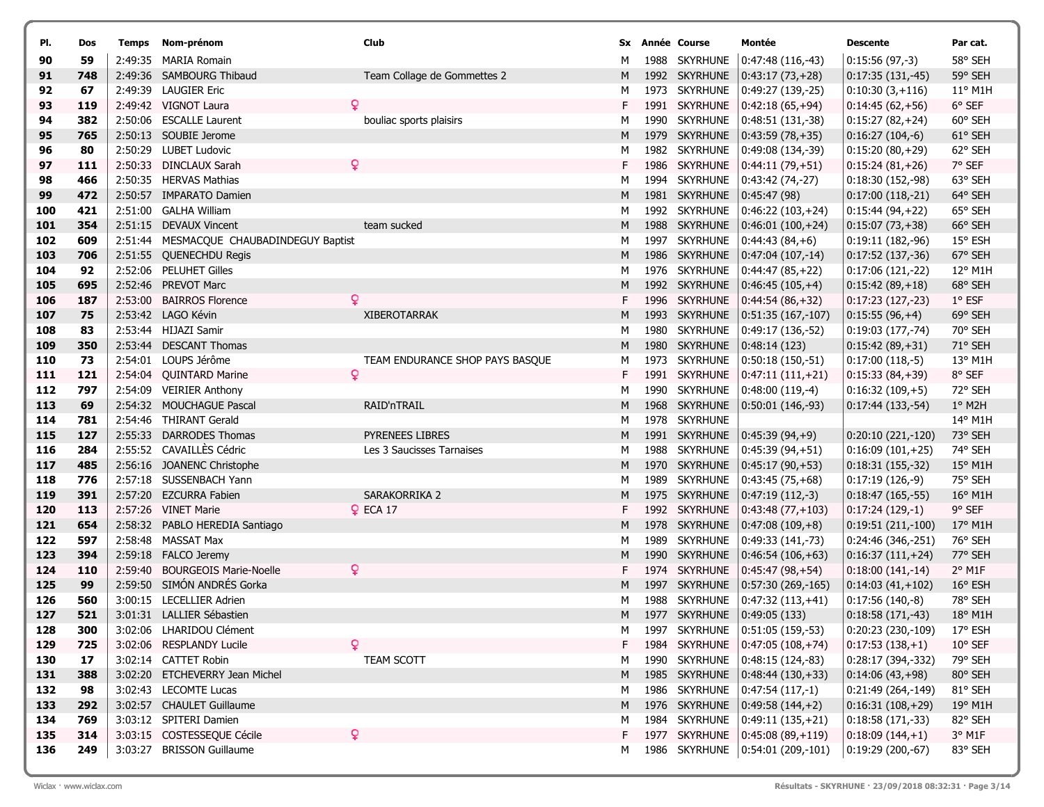| Pl. | Dos | Temps | Nom-prénom | Club | Sx | Année | Course | Montée | Descente | Par cat. |
|---|---|---|---|---|---|---|---|---|---|---|
| 90 | 59 | 2:49:35 | MARIA Romain | | M | 1988 | SKYRHUNE | 0:47:48 (116,-43) | 0:15:56 (97,-3) | 58° SEH |
| 91 | 748 | 2:49:36 | SAMBOURG Thibaud | Team Collage de Gommettes 2 | M | 1992 | SKYRHUNE | 0:43:17 (73,+28) | 0:17:35 (131,-45) | 59° SEH |
| 92 | 67 | 2:49:39 | LAUGIER Eric | | M | 1973 | SKYRHUNE | 0:49:27 (139,-25) | 0:10:30 (3,+116) | 11° M1H |
| 93 | 119 | 2:49:42 | VIGNOT Laura ♀ | | F | 1991 | SKYRHUNE | 0:42:18 (65,+94) | 0:14:45 (62,+56) | 6° SEF |
| 94 | 382 | 2:50:06 | ESCALLE Laurent | bouliac sports plaisirs | M | 1990 | SKYRHUNE | 0:48:51 (131,-38) | 0:15:27 (82,+24) | 60° SEH |
| 95 | 765 | 2:50:13 | SOUBIE Jerome | | M | 1979 | SKYRHUNE | 0:43:59 (78,+35) | 0:16:27 (104,-6) | 61° SEH |
| 96 | 80 | 2:50:29 | LUBET Ludovic | | M | 1982 | SKYRHUNE | 0:49:08 (134,-39) | 0:15:20 (80,+29) | 62° SEH |
| 97 | 111 | 2:50:33 | DINCLAUX Sarah ♀ | | F | 1986 | SKYRHUNE | 0:44:11 (79,+51) | 0:15:24 (81,+26) | 7° SEF |
| 98 | 466 | 2:50:35 | HERVAS Mathias | | M | 1994 | SKYRHUNE | 0:43:42 (74,-27) | 0:18:30 (152,-98) | 63° SEH |
| 99 | 472 | 2:50:57 | IMPARATO Damien | | M | 1981 | SKYRHUNE | 0:45:47 (98) | 0:17:00 (118,-21) | 64° SEH |
| 100 | 421 | 2:51:00 | GALHA William | | M | 1992 | SKYRHUNE | 0:46:22 (103,+24) | 0:15:44 (94,+22) | 65° SEH |
| 101 | 354 | 2:51:15 | DEVAUX Vincent | team sucked | M | 1988 | SKYRHUNE | 0:46:01 (100,+24) | 0:15:07 (73,+38) | 66° SEH |
| 102 | 609 | 2:51:44 | MESMACQUE CHAUBADINDEGUY Baptist | | M | 1997 | SKYRHUNE | 0:44:43 (84,+6) | 0:19:11 (182,-96) | 15° ESH |
| 103 | 706 | 2:51:55 | QUENECHDU Regis | | M | 1986 | SKYRHUNE | 0:47:04 (107,-14) | 0:17:52 (137,-36) | 67° SEH |
| 104 | 92 | 2:52:06 | PELUHET Gilles | | M | 1976 | SKYRHUNE | 0:44:47 (85,+22) | 0:17:06 (121,-22) | 12° M1H |
| 105 | 695 | 2:52:46 | PREVOT Marc | | M | 1992 | SKYRHUNE | 0:46:45 (105,+4) | 0:15:42 (89,+18) | 68° SEH |
| 106 | 187 | 2:53:00 | BAIRROS Florence ♀ | | F | 1996 | SKYRHUNE | 0:44:54 (86,+32) | 0:17:23 (127,-23) | 1° ESF |
| 107 | 75 | 2:53:42 | LAGO Kévin | XIBEROTARRAK | M | 1993 | SKYRHUNE | 0:51:35 (167,-107) | 0:15:55 (96,+4) | 69° SEH |
| 108 | 83 | 2:53:44 | HIJAZI Samir | | M | 1980 | SKYRHUNE | 0:49:17 (136,-52) | 0:19:03 (177,-74) | 70° SEH |
| 109 | 350 | 2:53:44 | DESCANT Thomas | | M | 1980 | SKYRHUNE | 0:48:14 (123) | 0:15:42 (89,+31) | 71° SEH |
| 110 | 73 | 2:54:01 | LOUPS Jérôme | TEAM ENDURANCE SHOP PAYS BASQUE | M | 1973 | SKYRHUNE | 0:50:18 (150,-51) | 0:17:00 (118,-5) | 13° M1H |
| 111 | 121 | 2:54:04 | QUINTARD Marine ♀ | | F | 1991 | SKYRHUNE | 0:47:11 (111,+21) | 0:15:33 (84,+39) | 8° SEF |
| 112 | 797 | 2:54:09 | VEIRIER Anthony | | M | 1990 | SKYRHUNE | 0:48:00 (119,-4) | 0:16:32 (109,+5) | 72° SEH |
| 113 | 69 | 2:54:32 | MOUCHAGUE Pascal | RAID'nTRAIL | M | 1968 | SKYRHUNE | 0:50:01 (146,-93) | 0:17:44 (133,-54) | 1° M2H |
| 114 | 781 | 2:54:46 | THIRANT Gerald | | M | 1978 | SKYRHUNE | | | 14° M1H |
| 115 | 127 | 2:55:33 | DARRODES Thomas | PYRENEES LIBRES | M | 1991 | SKYRHUNE | 0:45:39 (94,+9) | 0:20:10 (221,-120) | 73° SEH |
| 116 | 284 | 2:55:52 | CAVAILLÈS Cédric | Les 3 Saucisses Tarnaises | M | 1988 | SKYRHUNE | 0:45:39 (94,+51) | 0:16:09 (101,+25) | 74° SEH |
| 117 | 485 | 2:56:16 | JOANENC Christophe | | M | 1970 | SKYRHUNE | 0:45:17 (90,+53) | 0:18:31 (155,-32) | 15° M1H |
| 118 | 776 | 2:57:18 | SUSSENBACH Yann | | M | 1989 | SKYRHUNE | 0:43:45 (75,+68) | 0:17:19 (126,-9) | 75° SEH |
| 119 | 391 | 2:57:20 | EZCURRA Fabien | SARAKORRIKA 2 | M | 1975 | SKYRHUNE | 0:47:19 (112,-3) | 0:18:47 (165,-55) | 16° M1H |
| 120 | 113 | 2:57:26 | VINET Marie ♀ | ECA 17 | F | 1992 | SKYRHUNE | 0:43:48 (77,+103) | 0:17:24 (129,-1) | 9° SEF |
| 121 | 654 | 2:58:32 | PABLO HEREDIA Santiago | | M | 1978 | SKYRHUNE | 0:47:08 (109,+8) | 0:19:51 (211,-100) | 17° M1H |
| 122 | 597 | 2:58:48 | MASSAT Max | | M | 1989 | SKYRHUNE | 0:49:33 (141,-73) | 0:24:46 (346,-251) | 76° SEH |
| 123 | 394 | 2:59:18 | FALCO Jeremy | | M | 1990 | SKYRHUNE | 0:46:54 (106,+63) | 0:16:37 (111,+24) | 77° SEH |
| 124 | 110 | 2:59:40 | BOURGEOIS Marie-Noelle ♀ | | F | 1974 | SKYRHUNE | 0:45:47 (98,+54) | 0:18:00 (141,-14) | 2° M1F |
| 125 | 99 | 2:59:50 | SIMÓN ANDRÉS Gorka | | M | 1997 | SKYRHUNE | 0:57:30 (269,-165) | 0:14:03 (41,+102) | 16° ESH |
| 126 | 560 | 3:00:15 | LECELLIER Adrien | | M | 1988 | SKYRHUNE | 0:47:32 (113,+41) | 0:17:56 (140,-8) | 78° SEH |
| 127 | 521 | 3:01:31 | LALLIER Sébastien | | M | 1977 | SKYRHUNE | 0:49:05 (133) | 0:18:58 (171,-43) | 18° M1H |
| 128 | 300 | 3:02:06 | LHARIDOU Clément | | M | 1997 | SKYRHUNE | 0:51:05 (159,-53) | 0:20:23 (230,-109) | 17° ESH |
| 129 | 725 | 3:02:06 | RESPLANDY Lucile ♀ | | F | 1984 | SKYRHUNE | 0:47:05 (108,+74) | 0:17:53 (138,+1) | 10° SEF |
| 130 | 17 | 3:02:14 | CATTET Robin | TEAM SCOTT | M | 1990 | SKYRHUNE | 0:48:15 (124,-83) | 0:28:17 (394,-332) | 79° SEH |
| 131 | 388 | 3:02:20 | ETCHEVERRY Jean Michel | | M | 1985 | SKYRHUNE | 0:48:44 (130,+33) | 0:14:06 (43,+98) | 80° SEH |
| 132 | 98 | 3:02:43 | LECOMTE Lucas | | M | 1986 | SKYRHUNE | 0:47:54 (117,-1) | 0:21:49 (264,-149) | 81° SEH |
| 133 | 292 | 3:02:57 | CHAULET Guillaume | | M | 1976 | SKYRHUNE | 0:49:58 (144,+2) | 0:16:31 (108,+29) | 19° M1H |
| 134 | 769 | 3:03:12 | SPITERI Damien | | M | 1984 | SKYRHUNE | 0:49:11 (135,+21) | 0:18:58 (171,-33) | 82° SEH |
| 135 | 314 | 3:03:15 | COSTESSEQUE Cécile ♀ | | F | 1977 | SKYRHUNE | 0:45:08 (89,+119) | 0:18:09 (144,+1) | 3° M1F |
| 136 | 249 | 3:03:27 | BRISSON Guillaume | | M | 1986 | SKYRHUNE | 0:54:01 (209,-101) | 0:19:29 (200,-67) | 83° SEH |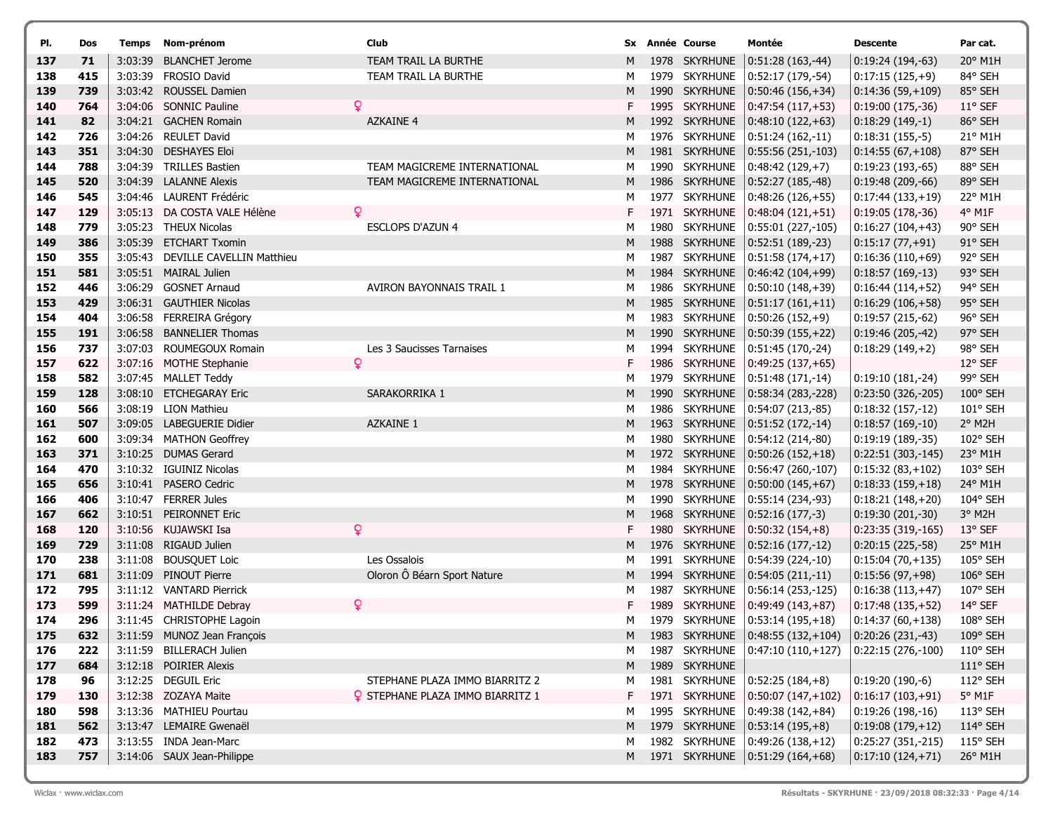| Pl. | Dos | Temps | Nom-prénom | | Club | Sx | Année | Course | Montée | Descente | Par cat. |
|---|---|---|---|---|---|---|---|---|---|---|---|
| 137 | 71 | 3:03:39 | BLANCHET Jerome | | TEAM TRAIL LA BURTHE | M | 1978 | SKYRHUNE | 0:51:28 (163,-44) | 0:19:24 (194,-63) | 20° M1H |
| 138 | 415 | 3:03:39 | FROSIO David | | TEAM TRAIL LA BURTHE | M | 1979 | SKYRHUNE | 0:52:17 (179,-54) | 0:17:15 (125,+9) | 84° SEH |
| 139 | 739 | 3:03:42 | ROUSSEL Damien | | | M | 1990 | SKYRHUNE | 0:50:46 (156,+34) | 0:14:36 (59,+109) | 85° SEH |
| 140 | 764 | 3:04:06 | SONNIC Pauline | ♀ | | F | 1995 | SKYRHUNE | 0:47:54 (117,+53) | 0:19:00 (175,-36) | 11° SEF |
| 141 | 82 | 3:04:21 | GACHEN Romain | | AZKAINE 4 | M | 1992 | SKYRHUNE | 0:48:10 (122,+63) | 0:18:29 (149,-1) | 86° SEH |
| 142 | 726 | 3:04:26 | REULET David | | | M | 1976 | SKYRHUNE | 0:51:24 (162,-11) | 0:18:31 (155,-5) | 21° M1H |
| 143 | 351 | 3:04:30 | DESHAYES Eloi | | | M | 1981 | SKYRHUNE | 0:55:56 (251,-103) | 0:14:55 (67,+108) | 87° SEH |
| 144 | 788 | 3:04:39 | TRILLES Bastien | | TEAM MAGICREME INTERNATIONAL | M | 1990 | SKYRHUNE | 0:48:42 (129,+7) | 0:19:23 (193,-65) | 88° SEH |
| 145 | 520 | 3:04:39 | LALANNE Alexis | | TEAM MAGICREME INTERNATIONAL | M | 1986 | SKYRHUNE | 0:52:27 (185,-48) | 0:19:48 (209,-66) | 89° SEH |
| 146 | 545 | 3:04:46 | LAURENT Frédéric | | | M | 1977 | SKYRHUNE | 0:48:26 (126,+55) | 0:17:44 (133,+19) | 22° M1H |
| 147 | 129 | 3:05:13 | DA COSTA VALE Hélène | ♀ | | F | 1971 | SKYRHUNE | 0:48:04 (121,+51) | 0:19:05 (178,-36) | 4° M1F |
| 148 | 779 | 3:05:23 | THEUX Nicolas | | ESCLOPS D'AZUN 4 | M | 1980 | SKYRHUNE | 0:55:01 (227,-105) | 0:16:27 (104,+43) | 90° SEH |
| 149 | 386 | 3:05:39 | ETCHART Txomin | | | M | 1988 | SKYRHUNE | 0:52:51 (189,-23) | 0:15:17 (77,+91) | 91° SEH |
| 150 | 355 | 3:05:43 | DEVILLE CAVELLIN Matthieu | | | M | 1987 | SKYRHUNE | 0:51:58 (174,+17) | 0:16:36 (110,+69) | 92° SEH |
| 151 | 581 | 3:05:51 | MAIRAL Julien | | | M | 1984 | SKYRHUNE | 0:46:42 (104,+99) | 0:18:57 (169,-13) | 93° SEH |
| 152 | 446 | 3:06:29 | GOSNET Arnaud | | AVIRON BAYONNAIS TRAIL 1 | M | 1986 | SKYRHUNE | 0:50:10 (148,+39) | 0:16:44 (114,+52) | 94° SEH |
| 153 | 429 | 3:06:31 | GAUTHIER Nicolas | | | M | 1985 | SKYRHUNE | 0:51:17 (161,+11) | 0:16:29 (106,+58) | 95° SEH |
| 154 | 404 | 3:06:58 | FERREIRA Grégory | | | M | 1983 | SKYRHUNE | 0:50:26 (152,+9) | 0:19:57 (215,-62) | 96° SEH |
| 155 | 191 | 3:06:58 | BANNELIER Thomas | | | M | 1990 | SKYRHUNE | 0:50:39 (155,+22) | 0:19:46 (205,-42) | 97° SEH |
| 156 | 737 | 3:07:03 | ROUMEGOUX Romain | | Les 3 Saucisses Tarnaises | M | 1994 | SKYRHUNE | 0:51:45 (170,-24) | 0:18:29 (149,+2) | 98° SEH |
| 157 | 622 | 3:07:16 | MOTHE Stephanie | ♀ | | F | 1986 | SKYRHUNE | 0:49:25 (137,+65) | | 12° SEF |
| 158 | 582 | 3:07:45 | MALLET Teddy | | | M | 1979 | SKYRHUNE | 0:51:48 (171,-14) | 0:19:10 (181,-24) | 99° SEH |
| 159 | 128 | 3:08:10 | ETCHEGARAY Eric | | SARAKORRIKA 1 | M | 1990 | SKYRHUNE | 0:58:34 (283,-228) | 0:23:50 (326,-205) | 100° SEH |
| 160 | 566 | 3:08:19 | LION Mathieu | | | M | 1986 | SKYRHUNE | 0:54:07 (213,-85) | 0:18:32 (157,-12) | 101° SEH |
| 161 | 507 | 3:09:05 | LABEGUERIE Didier | | AZKAINE 1 | M | 1963 | SKYRHUNE | 0:51:52 (172,-14) | 0:18:57 (169,-10) | 2° M2H |
| 162 | 600 | 3:09:34 | MATHON Geoffrey | | | M | 1980 | SKYRHUNE | 0:54:12 (214,-80) | 0:19:19 (189,-35) | 102° SEH |
| 163 | 371 | 3:10:25 | DUMAS Gerard | | | M | 1972 | SKYRHUNE | 0:50:26 (152,+18) | 0:22:51 (303,-145) | 23° M1H |
| 164 | 470 | 3:10:32 | IGUINIZ Nicolas | | | M | 1984 | SKYRHUNE | 0:56:47 (260,-107) | 0:15:32 (83,+102) | 103° SEH |
| 165 | 656 | 3:10:41 | PASERO Cedric | | | M | 1978 | SKYRHUNE | 0:50:00 (145,+67) | 0:18:33 (159,+18) | 24° M1H |
| 166 | 406 | 3:10:47 | FERRER Jules | | | M | 1990 | SKYRHUNE | 0:55:14 (234,-93) | 0:18:21 (148,+20) | 104° SEH |
| 167 | 662 | 3:10:51 | PEIRONNET Eric | | | M | 1968 | SKYRHUNE | 0:52:16 (177,-3) | 0:19:30 (201,-30) | 3° M2H |
| 168 | 120 | 3:10:56 | KUJAWSKI Isa | ♀ | | F | 1980 | SKYRHUNE | 0:50:32 (154,+8) | 0:23:35 (319,-165) | 13° SEF |
| 169 | 729 | 3:11:08 | RIGAUD Julien | | | M | 1976 | SKYRHUNE | 0:52:16 (177,-12) | 0:20:15 (225,-58) | 25° M1H |
| 170 | 238 | 3:11:08 | BOUSQUET Loic | | Les Ossalois | M | 1991 | SKYRHUNE | 0:54:39 (224,-10) | 0:15:04 (70,+135) | 105° SEH |
| 171 | 681 | 3:11:09 | PINOUT Pierre | | Oloron Ô Béarn Sport Nature | M | 1994 | SKYRHUNE | 0:54:05 (211,-11) | 0:15:56 (97,+98) | 106° SEH |
| 172 | 795 | 3:11:12 | VANTARD Pierrick | | | M | 1987 | SKYRHUNE | 0:56:14 (253,-125) | 0:16:38 (113,+47) | 107° SEH |
| 173 | 599 | 3:11:24 | MATHILDE Debray | ♀ | | F | 1989 | SKYRHUNE | 0:49:49 (143,+87) | 0:17:48 (135,+52) | 14° SEF |
| 174 | 296 | 3:11:45 | CHRISTOPHE Lagoin | | | M | 1979 | SKYRHUNE | 0:53:14 (195,+18) | 0:14:37 (60,+138) | 108° SEH |
| 175 | 632 | 3:11:59 | MUNOZ Jean François | | | M | 1983 | SKYRHUNE | 0:48:55 (132,+104) | 0:20:26 (231,-43) | 109° SEH |
| 176 | 222 | 3:11:59 | BILLERACH Julien | | | M | 1987 | SKYRHUNE | 0:47:10 (110,+127) | 0:22:15 (276,-100) | 110° SEH |
| 177 | 684 | 3:12:18 | POIRIER Alexis | | | M | 1989 | SKYRHUNE | | | 111° SEH |
| 178 | 96 | 3:12:25 | DEGUIL Eric | | STEPHANE PLAZA IMMO BIARRITZ 2 | M | 1981 | SKYRHUNE | 0:52:25 (184,+8) | 0:19:20 (190,-6) | 112° SEH |
| 179 | 130 | 3:12:38 | ZOZAYA Maite | ♀ | STEPHANE PLAZA IMMO BIARRITZ 1 | F | 1971 | SKYRHUNE | 0:50:07 (147,+102) | 0:16:17 (103,+91) | 5° M1F |
| 180 | 598 | 3:13:36 | MATHIEU Pourtau | | | M | 1995 | SKYRHUNE | 0:49:38 (142,+84) | 0:19:26 (198,-16) | 113° SEH |
| 181 | 562 | 3:13:47 | LEMAIRE Gwenaël | | | M | 1979 | SKYRHUNE | 0:53:14 (195,+8) | 0:19:08 (179,+12) | 114° SEH |
| 182 | 473 | 3:13:55 | INDA Jean-Marc | | | M | 1982 | SKYRHUNE | 0:49:26 (138,+12) | 0:25:27 (351,-215) | 115° SEH |
| 183 | 757 | 3:14:06 | SAUX Jean-Philippe | | | M | 1971 | SKYRHUNE | 0:51:29 (164,+68) | 0:17:10 (124,+71) | 26° M1H |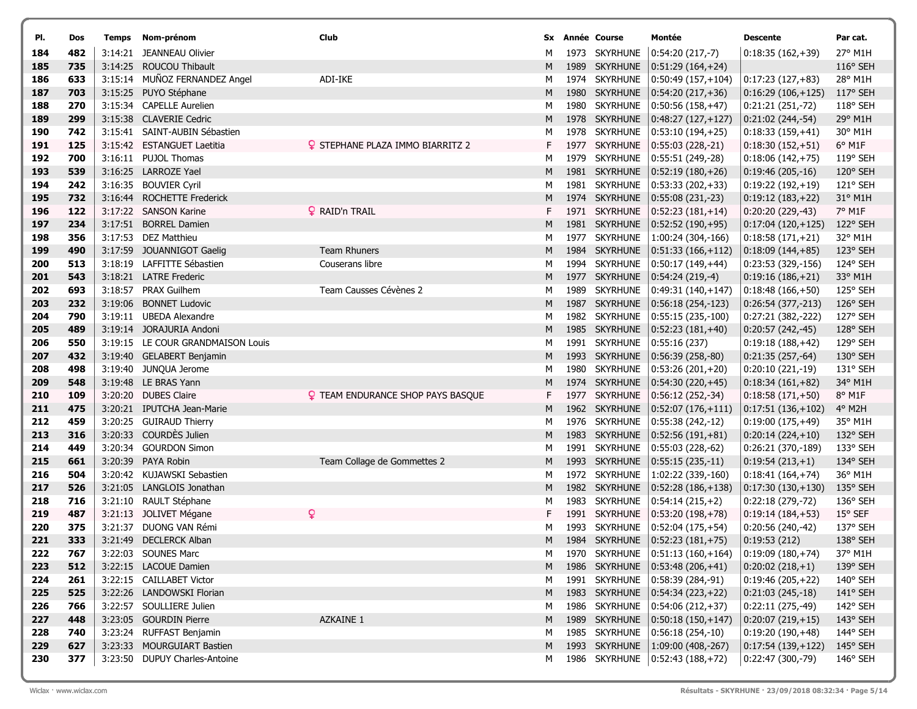| Pl. | Dos | Temps | Nom-prénom | Club | Sx | Année | Course | Montée | Descente | Par cat. |
|---|---|---|---|---|---|---|---|---|---|---|
| 184 | 482 | 3:14:21 | JEANNEAU Olivier | | M | 1973 | SKYRHUNE | 0:54:20 (217,-7) | 0:18:35 (162,+39) | 27° M1H |
| 185 | 735 | 3:14:25 | ROUCOU Thibault | | M | 1989 | SKYRHUNE | 0:51:29 (164,+24) | | 116° SEH |
| 186 | 633 | 3:15:14 | MUÑOZ FERNANDEZ Angel | ADI-IKE | M | 1974 | SKYRHUNE | 0:50:49 (157,+104) | 0:17:23 (127,+83) | 28° M1H |
| 187 | 703 | 3:15:25 | PUYO Stéphane | | M | 1980 | SKYRHUNE | 0:54:20 (217,+36) | 0:16:29 (106,+125) | 117° SEH |
| 188 | 270 | 3:15:34 | CAPELLE Aurelien | | M | 1980 | SKYRHUNE | 0:50:56 (158,+47) | 0:21:21 (251,-72) | 118° SEH |
| 189 | 299 | 3:15:38 | CLAVERIE Cedric | | M | 1978 | SKYRHUNE | 0:48:27 (127,+127) | 0:21:02 (244,-54) | 29° M1H |
| 190 | 742 | 3:15:41 | SAINT-AUBIN Sébastien | | M | 1978 | SKYRHUNE | 0:53:10 (194,+25) | 0:18:33 (159,+41) | 30° M1H |
| 191 | 125 | 3:15:42 | ESTANGUET Laetitia | ♀ STEPHANE PLAZA IMMO BIARRITZ 2 | F | 1977 | SKYRHUNE | 0:55:03 (228,-21) | 0:18:30 (152,+51) | 6° M1F |
| 192 | 700 | 3:16:11 | PUJOL Thomas | | M | 1979 | SKYRHUNE | 0:55:51 (249,-28) | 0:18:06 (142,+75) | 119° SEH |
| 193 | 539 | 3:16:25 | LARROZE Yael | | M | 1981 | SKYRHUNE | 0:52:19 (180,+26) | 0:19:46 (205,-16) | 120° SEH |
| 194 | 242 | 3:16:35 | BOUVIER Cyril | | M | 1981 | SKYRHUNE | 0:53:33 (202,+33) | 0:19:22 (192,+19) | 121° SEH |
| 195 | 732 | 3:16:44 | ROCHETTE Frederick | | M | 1974 | SKYRHUNE | 0:55:08 (231,-23) | 0:19:12 (183,+22) | 31° M1H |
| 196 | 122 | 3:17:22 | SANSON Karine | ♀ RAID'n TRAIL | F | 1971 | SKYRHUNE | 0:52:23 (181,+14) | 0:20:20 (229,-43) | 7° M1F |
| 197 | 234 | 3:17:51 | BORREL Damien | | M | 1981 | SKYRHUNE | 0:52:52 (190,+95) | 0:17:04 (120,+125) | 122° SEH |
| 198 | 356 | 3:17:53 | DEZ Matthieu | | M | 1977 | SKYRHUNE | 1:00:24 (304,-166) | 0:18:58 (171,+21) | 32° M1H |
| 199 | 490 | 3:17:59 | JOUANNIGOT Gaelig | Team Rhuners | M | 1984 | SKYRHUNE | 0:51:33 (166,+112) | 0:18:09 (144,+85) | 123° SEH |
| 200 | 513 | 3:18:19 | LAFFITTE Sébastien | Couserans libre | M | 1994 | SKYRHUNE | 0:50:17 (149,+44) | 0:23:53 (329,-156) | 124° SEH |
| 201 | 543 | 3:18:21 | LATRE Frederic | | M | 1977 | SKYRHUNE | 0:54:24 (219,-4) | 0:19:16 (186,+21) | 33° M1H |
| 202 | 693 | 3:18:57 | PRAX Guilhem | Team Causses Cévènes 2 | M | 1989 | SKYRHUNE | 0:49:31 (140,+147) | 0:18:48 (166,+50) | 125° SEH |
| 203 | 232 | 3:19:06 | BONNET Ludovic | | M | 1987 | SKYRHUNE | 0:56:18 (254,-123) | 0:26:54 (377,-213) | 126° SEH |
| 204 | 790 | 3:19:11 | UBEDA Alexandre | | M | 1982 | SKYRHUNE | 0:55:15 (235,-100) | 0:27:21 (382,-222) | 127° SEH |
| 205 | 489 | 3:19:14 | JORAJURIA Andoni | | M | 1985 | SKYRHUNE | 0:52:23 (181,+40) | 0:20:57 (242,-45) | 128° SEH |
| 206 | 550 | 3:19:15 | LE COUR GRANDMAISON Louis | | M | 1991 | SKYRHUNE | 0:55:16 (237) | 0:19:18 (188,+42) | 129° SEH |
| 207 | 432 | 3:19:40 | GELABERT Benjamin | | M | 1993 | SKYRHUNE | 0:56:39 (258,-80) | 0:21:35 (257,-64) | 130° SEH |
| 208 | 498 | 3:19:40 | JUNQUA Jerome | | M | 1980 | SKYRHUNE | 0:53:26 (201,+20) | 0:20:10 (221,-19) | 131° SEH |
| 209 | 548 | 3:19:48 | LE BRAS Yann | | M | 1974 | SKYRHUNE | 0:54:30 (220,+45) | 0:18:34 (161,+82) | 34° M1H |
| 210 | 109 | 3:20:20 | DUBES Claire | ♀ TEAM ENDURANCE SHOP PAYS BASQUE | F | 1977 | SKYRHUNE | 0:56:12 (252,-34) | 0:18:58 (171,+50) | 8° M1F |
| 211 | 475 | 3:20:21 | IPUTCHA Jean-Marie | | M | 1962 | SKYRHUNE | 0:52:07 (176,+111) | 0:17:51 (136,+102) | 4° M2H |
| 212 | 459 | 3:20:25 | GUIRAUD Thierry | | M | 1976 | SKYRHUNE | 0:55:38 (242,-12) | 0:19:00 (175,+49) | 35° M1H |
| 213 | 316 | 3:20:33 | COURDÈS Julien | | M | 1983 | SKYRHUNE | 0:52:56 (191,+81) | 0:20:14 (224,+10) | 132° SEH |
| 214 | 449 | 3:20:34 | GOURDON Simon | | M | 1991 | SKYRHUNE | 0:55:03 (228,-62) | 0:26:21 (370,-189) | 133° SEH |
| 215 | 661 | 3:20:39 | PAYA Robin | Team Collage de Gommettes 2 | M | 1993 | SKYRHUNE | 0:55:15 (235,-11) | 0:19:54 (213,+1) | 134° SEH |
| 216 | 504 | 3:20:42 | KUJAWSKI Sebastien | | M | 1972 | SKYRHUNE | 1:02:22 (339,-160) | 0:18:41 (164,+74) | 36° M1H |
| 217 | 526 | 3:21:05 | LANGLOIS Jonathan | | M | 1982 | SKYRHUNE | 0:52:28 (186,+138) | 0:17:30 (130,+130) | 135° SEH |
| 218 | 716 | 3:21:10 | RAULT Stéphane | | M | 1983 | SKYRHUNE | 0:54:14 (215,+2) | 0:22:18 (279,-72) | 136° SEH |
| 219 | 487 | 3:21:13 | JOLIVET Mégane | ♀ | F | 1991 | SKYRHUNE | 0:53:20 (198,+78) | 0:19:14 (184,+53) | 15° SEF |
| 220 | 375 | 3:21:37 | DUONG VAN Rémi | | M | 1993 | SKYRHUNE | 0:52:04 (175,+54) | 0:20:56 (240,-42) | 137° SEH |
| 221 | 333 | 3:21:49 | DECLERCK Alban | | M | 1984 | SKYRHUNE | 0:52:23 (181,+75) | 0:19:53 (212) | 138° SEH |
| 222 | 767 | 3:22:03 | SOUNES Marc | | M | 1970 | SKYRHUNE | 0:51:13 (160,+164) | 0:19:09 (180,+74) | 37° M1H |
| 223 | 512 | 3:22:15 | LACOUE Damien | | M | 1986 | SKYRHUNE | 0:53:48 (206,+41) | 0:20:02 (218,+1) | 139° SEH |
| 224 | 261 | 3:22:15 | CAILLABET Victor | | M | 1991 | SKYRHUNE | 0:58:39 (284,-91) | 0:19:46 (205,+22) | 140° SEH |
| 225 | 525 | 3:22:26 | LANDOWSKI Florian | | M | 1983 | SKYRHUNE | 0:54:34 (223,+22) | 0:21:03 (245,-18) | 141° SEH |
| 226 | 766 | 3:22:57 | SOULLIERE Julien | | M | 1986 | SKYRHUNE | 0:54:06 (212,+37) | 0:22:11 (275,-49) | 142° SEH |
| 227 | 448 | 3:23:05 | GOURDIN Pierre | AZKAINE 1 | M | 1989 | SKYRHUNE | 0:50:18 (150,+147) | 0:20:07 (219,+15) | 143° SEH |
| 228 | 740 | 3:23:24 | RUFFAST Benjamin | | M | 1985 | SKYRHUNE | 0:56:18 (254,-10) | 0:19:20 (190,+48) | 144° SEH |
| 229 | 627 | 3:23:33 | MOURGUIART Bastien | | M | 1993 | SKYRHUNE | 1:09:00 (408,-267) | 0:17:54 (139,+122) | 145° SEH |
| 230 | 377 | 3:23:50 | DUPUY Charles-Antoine | | M | 1986 | SKYRHUNE | 0:52:43 (188,+72) | 0:22:47 (300,-79) | 146° SEH |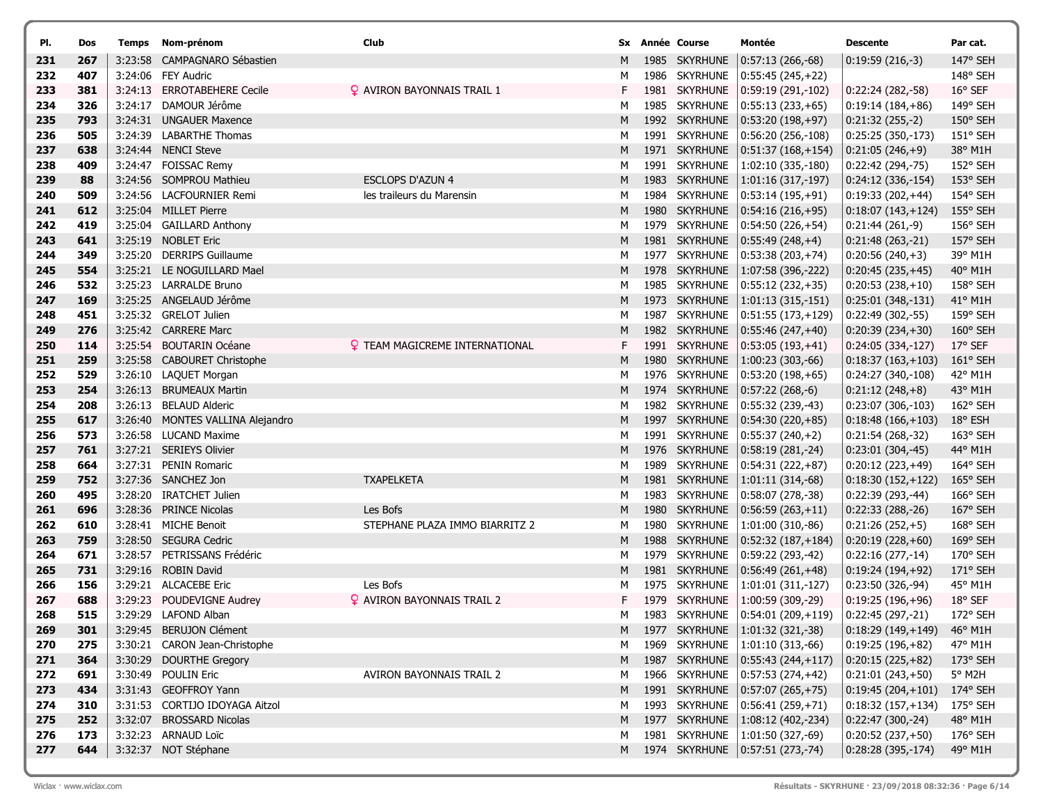| Pl. | Dos | Temps | Nom-prénom | Club | Sx | Année | Course | Montée | Descente | Par cat. |
|---|---|---|---|---|---|---|---|---|---|---|
| 231 | 267 | 3:23:58 | CAMPAGNARO Sébastien | | M | 1985 | SKYRHUNE | 0:57:13 (266,-68) | 0:19:59 (216,-3) | 147° SEH |
| 232 | 407 | 3:24:06 | FEY Audric | | M | 1986 | SKYRHUNE | 0:55:45 (245,+22) | | 148° SEH |
| 233 | 381 | 3:24:13 | ERROTABEHERE Cecile | ♀ AVIRON BAYONNAIS TRAIL 1 | F | 1981 | SKYRHUNE | 0:59:19 (291,-102) | 0:22:24 (282,-58) | 16° SEF |
| 234 | 326 | 3:24:17 | DAMOUR Jérôme | | M | 1985 | SKYRHUNE | 0:55:13 (233,+65) | 0:19:14 (184,+86) | 149° SEH |
| 235 | 793 | 3:24:31 | UNGAUER Maxence | | M | 1992 | SKYRHUNE | 0:53:20 (198,+97) | 0:21:32 (255,-2) | 150° SEH |
| 236 | 505 | 3:24:39 | LABARTHE Thomas | | M | 1991 | SKYRHUNE | 0:56:20 (256,-108) | 0:25:25 (350,-173) | 151° SEH |
| 237 | 638 | 3:24:44 | NENCI Steve | | M | 1971 | SKYRHUNE | 0:51:37 (168,+154) | 0:21:05 (246,+9) | 38° M1H |
| 238 | 409 | 3:24:47 | FOISSAC Remy | | M | 1991 | SKYRHUNE | 1:02:10 (335,-180) | 0:22:42 (294,-75) | 152° SEH |
| 239 | 88 | 3:24:56 | SOMPROU Mathieu | ESCLOPS D'AZUN 4 | M | 1983 | SKYRHUNE | 1:01:16 (317,-197) | 0:24:12 (336,-154) | 153° SEH |
| 240 | 509 | 3:24:56 | LACFOURNIER Remi | les traileurs du Marensin | M | 1984 | SKYRHUNE | 0:53:14 (195,+91) | 0:19:33 (202,+44) | 154° SEH |
| 241 | 612 | 3:25:04 | MILLET Pierre | | M | 1980 | SKYRHUNE | 0:54:16 (216,+95) | 0:18:07 (143,+124) | 155° SEH |
| 242 | 419 | 3:25:04 | GAILLARD Anthony | | M | 1979 | SKYRHUNE | 0:54:50 (226,+54) | 0:21:44 (261,-9) | 156° SEH |
| 243 | 641 | 3:25:19 | NOBLET Eric | | M | 1981 | SKYRHUNE | 0:55:49 (248,+4) | 0:21:48 (263,-21) | 157° SEH |
| 244 | 349 | 3:25:20 | DERRIPS Guillaume | | M | 1977 | SKYRHUNE | 0:53:38 (203,+74) | 0:20:56 (240,+3) | 39° M1H |
| 245 | 554 | 3:25:21 | LE NOGUILLARD Mael | | M | 1978 | SKYRHUNE | 1:07:58 (396,-222) | 0:20:45 (235,+45) | 40° M1H |
| 246 | 532 | 3:25:23 | LARRALDE Bruno | | M | 1985 | SKYRHUNE | 0:55:12 (232,+35) | 0:20:53 (238,+10) | 158° SEH |
| 247 | 169 | 3:25:25 | ANGELAUD Jérôme | | M | 1973 | SKYRHUNE | 1:01:13 (315,-151) | 0:25:01 (348,-131) | 41° M1H |
| 248 | 451 | 3:25:32 | GRELOT Julien | | M | 1987 | SKYRHUNE | 0:51:55 (173,+129) | 0:22:49 (302,-55) | 159° SEH |
| 249 | 276 | 3:25:42 | CARRERE Marc | | M | 1982 | SKYRHUNE | 0:55:46 (247,+40) | 0:20:39 (234,+30) | 160° SEH |
| 250 | 114 | 3:25:54 | BOUTARIN Océane | ♀ TEAM MAGICREME INTERNATIONAL | F | 1991 | SKYRHUNE | 0:53:05 (193,+41) | 0:24:05 (334,-127) | 17° SEF |
| 251 | 259 | 3:25:58 | CABOURET Christophe | | M | 1980 | SKYRHUNE | 1:00:23 (303,-66) | 0:18:37 (163,+103) | 161° SEH |
| 252 | 529 | 3:26:10 | LAQUET Morgan | | M | 1976 | SKYRHUNE | 0:53:20 (198,+65) | 0:24:27 (340,-108) | 42° M1H |
| 253 | 254 | 3:26:13 | BRUMEAUX Martin | | M | 1974 | SKYRHUNE | 0:57:22 (268,-6) | 0:21:12 (248,+8) | 43° M1H |
| 254 | 208 | 3:26:13 | BELAUD Alderic | | M | 1982 | SKYRHUNE | 0:55:32 (239,-43) | 0:23:07 (306,-103) | 162° SEH |
| 255 | 617 | 3:26:40 | MONTES VALLINA Alejandro | | M | 1997 | SKYRHUNE | 0:54:30 (220,+85) | 0:18:48 (166,+103) | 18° ESH |
| 256 | 573 | 3:26:58 | LUCAND Maxime | | M | 1991 | SKYRHUNE | 0:55:37 (240,+2) | 0:21:54 (268,-32) | 163° SEH |
| 257 | 761 | 3:27:21 | SERIEYS Olivier | | M | 1976 | SKYRHUNE | 0:58:19 (281,-24) | 0:23:01 (304,-45) | 44° M1H |
| 258 | 664 | 3:27:31 | PENIN Romaric | | M | 1989 | SKYRHUNE | 0:54:31 (222,+87) | 0:20:12 (223,+49) | 164° SEH |
| 259 | 752 | 3:27:36 | SANCHEZ Jon | TXAPELKETA | M | 1981 | SKYRHUNE | 1:01:11 (314,-68) | 0:18:30 (152,+122) | 165° SEH |
| 260 | 495 | 3:28:20 | IRATCHET Julien | | M | 1983 | SKYRHUNE | 0:58:07 (278,-38) | 0:22:39 (293,-44) | 166° SEH |
| 261 | 696 | 3:28:36 | PRINCE Nicolas | Les Bofs | M | 1980 | SKYRHUNE | 0:56:59 (263,+11) | 0:22:33 (288,-26) | 167° SEH |
| 262 | 610 | 3:28:41 | MICHE Benoit | STEPHANE PLAZA IMMO BIARRITZ 2 | M | 1980 | SKYRHUNE | 1:01:00 (310,-86) | 0:21:26 (252,+5) | 168° SEH |
| 263 | 759 | 3:28:50 | SEGURA Cedric | | M | 1988 | SKYRHUNE | 0:52:32 (187,+184) | 0:20:19 (228,+60) | 169° SEH |
| 264 | 671 | 3:28:57 | PETRISSANS Frédéric | | M | 1979 | SKYRHUNE | 0:59:22 (293,-42) | 0:22:16 (277,-14) | 170° SEH |
| 265 | 731 | 3:29:16 | ROBIN David | | M | 1981 | SKYRHUNE | 0:56:49 (261,+48) | 0:19:24 (194,+92) | 171° SEH |
| 266 | 156 | 3:29:21 | ALCACEBE Eric | Les Bofs | M | 1975 | SKYRHUNE | 1:01:01 (311,-127) | 0:23:50 (326,-94) | 45° M1H |
| 267 | 688 | 3:29:23 | POUDEVIGNE Audrey | ♀ AVIRON BAYONNAIS TRAIL 2 | F | 1979 | SKYRHUNE | 1:00:59 (309,-29) | 0:19:25 (196,+96) | 18° SEF |
| 268 | 515 | 3:29:29 | LAFOND Alban | | M | 1983 | SKYRHUNE | 0:54:01 (209,+119) | 0:22:45 (297,-21) | 172° SEH |
| 269 | 301 | 3:29:45 | BERUJON Clément | | M | 1977 | SKYRHUNE | 1:01:32 (321,-38) | 0:18:29 (149,+149) | 46° M1H |
| 270 | 275 | 3:30:21 | CARON Jean-Christophe | | M | 1969 | SKYRHUNE | 1:01:10 (313,-66) | 0:19:25 (196,+82) | 47° M1H |
| 271 | 364 | 3:30:29 | DOURTHE Gregory | | M | 1987 | SKYRHUNE | 0:55:43 (244,+117) | 0:20:15 (225,+82) | 173° SEH |
| 272 | 691 | 3:30:49 | POULIN Eric | AVIRON BAYONNAIS TRAIL 2 | M | 1966 | SKYRHUNE | 0:57:53 (274,+42) | 0:21:01 (243,+50) | 5° M2H |
| 273 | 434 | 3:31:43 | GEOFFROY Yann | | M | 1991 | SKYRHUNE | 0:57:07 (265,+75) | 0:19:45 (204,+101) | 174° SEH |
| 274 | 310 | 3:31:53 | CORTIJO IDOYAGA Aitzol | | M | 1993 | SKYRHUNE | 0:56:41 (259,+71) | 0:18:32 (157,+134) | 175° SEH |
| 275 | 252 | 3:32:07 | BROSSARD Nicolas | | M | 1977 | SKYRHUNE | 1:08:12 (402,-234) | 0:22:47 (300,-24) | 48° M1H |
| 276 | 173 | 3:32:23 | ARNAUD Loïc | | M | 1981 | SKYRHUNE | 1:01:50 (327,-69) | 0:20:52 (237,+50) | 176° SEH |
| 277 | 644 | 3:32:37 | NOT Stéphane | | M | 1974 | SKYRHUNE | 0:57:51 (273,-74) | 0:28:28 (395,-174) | 49° M1H |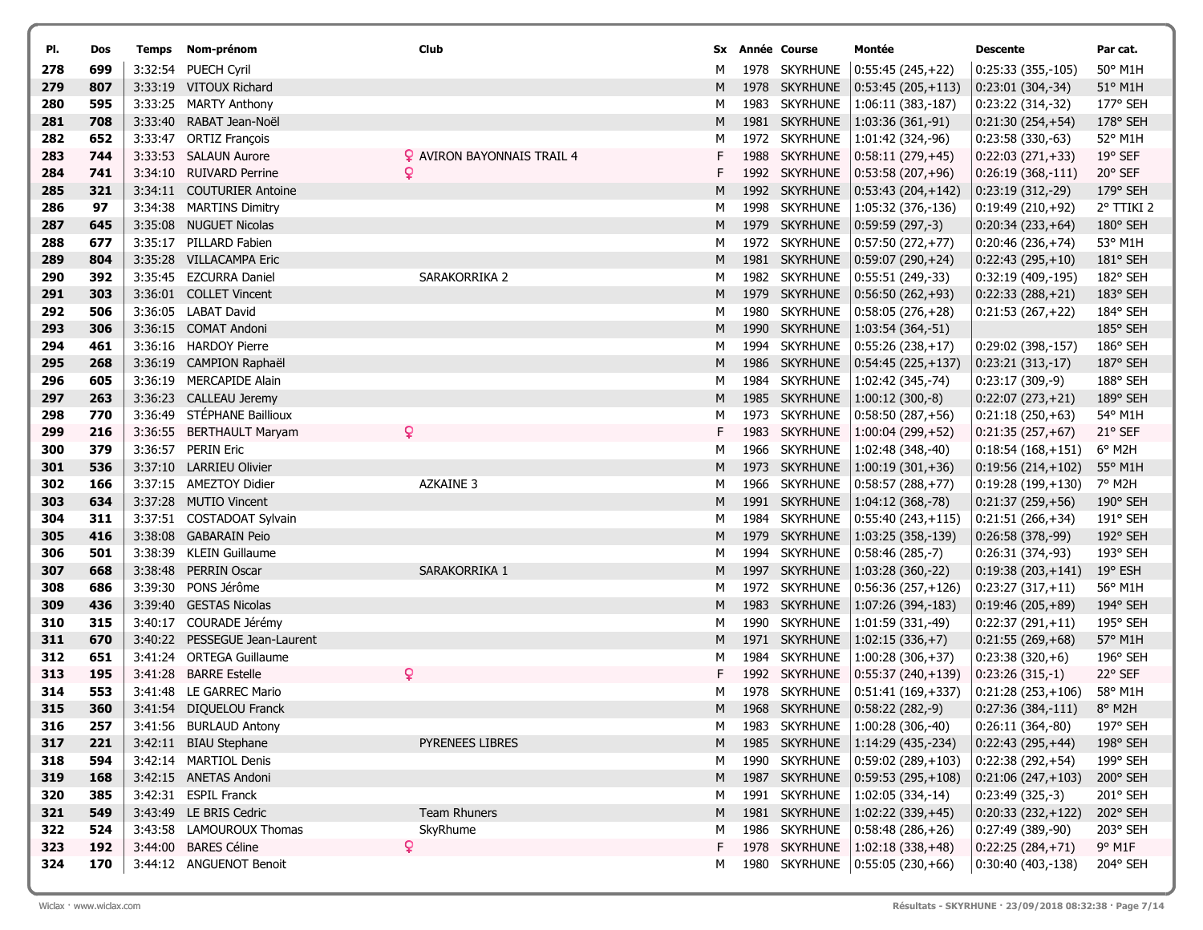| Pl. | Dos | Temps | Nom-prénom | Club | Sx | Année | Course | Montée | Descente | Par cat. |
|---|---|---|---|---|---|---|---|---|---|---|
| 278 | 699 | 3:32:54 | PUECH Cyril | | M | 1978 | SKYRHUNE | 0:55:45 (245,+22) | 0:25:33 (355,-105) | 50° M1H |
| 279 | 807 | 3:33:19 | VITOUX Richard | | M | 1978 | SKYRHUNE | 0:53:45 (205,+113) | 0:23:01 (304,-34) | 51° M1H |
| 280 | 595 | 3:33:25 | MARTY Anthony | | M | 1983 | SKYRHUNE | 1:06:11 (383,-187) | 0:23:22 (314,-32) | 177° SEH |
| 281 | 708 | 3:33:40 | RABAT Jean-Noël | | M | 1981 | SKYRHUNE | 1:03:36 (361,-91) | 0:21:30 (254,+54) | 178° SEH |
| 282 | 652 | 3:33:47 | ORTIZ François | | M | 1972 | SKYRHUNE | 1:01:42 (324,-96) | 0:23:58 (330,-63) | 52° M1H |
| 283 | 744 | 3:33:53 | SALAUN Aurore | ♀ AVIRON BAYONNAIS TRAIL 4 | F | 1988 | SKYRHUNE | 0:58:11 (279,+45) | 0:22:03 (271,+33) | 19° SEF |
| 284 | 741 | 3:34:10 | RUIVARD Perrine | ♀ | F | 1992 | SKYRHUNE | 0:53:58 (207,+96) | 0:26:19 (368,-111) | 20° SEF |
| 285 | 321 | 3:34:11 | COUTURIER Antoine | | M | 1992 | SKYRHUNE | 0:53:43 (204,+142) | 0:23:19 (312,-29) | 179° SEH |
| 286 | 97 | 3:34:38 | MARTINS Dimitry | | M | 1998 | SKYRHUNE | 1:05:32 (376,-136) | 0:19:49 (210,+92) | 2° TTIKI 2 |
| 287 | 645 | 3:35:08 | NUGUET Nicolas | | M | 1979 | SKYRHUNE | 0:59:59 (297,-3) | 0:20:34 (233,+64) | 180° SEH |
| 288 | 677 | 3:35:17 | PILLARD Fabien | | M | 1972 | SKYRHUNE | 0:57:50 (272,+77) | 0:20:46 (236,+74) | 53° M1H |
| 289 | 804 | 3:35:28 | VILLACAMPA Eric | | M | 1981 | SKYRHUNE | 0:59:07 (290,+24) | 0:22:43 (295,+10) | 181° SEH |
| 290 | 392 | 3:35:45 | EZCURRA Daniel | SARAKORRIKA 2 | M | 1982 | SKYRHUNE | 0:55:51 (249,-33) | 0:32:19 (409,-195) | 182° SEH |
| 291 | 303 | 3:36:01 | COLLET Vincent | | M | 1979 | SKYRHUNE | 0:56:50 (262,+93) | 0:22:33 (288,+21) | 183° SEH |
| 292 | 506 | 3:36:05 | LABAT David | | M | 1980 | SKYRHUNE | 0:58:05 (276,+28) | 0:21:53 (267,+22) | 184° SEH |
| 293 | 306 | 3:36:15 | COMAT Andoni | | M | 1990 | SKYRHUNE | 1:03:54 (364,-51) | | 185° SEH |
| 294 | 461 | 3:36:16 | HARDOY Pierre | | M | 1994 | SKYRHUNE | 0:55:26 (238,+17) | 0:29:02 (398,-157) | 186° SEH |
| 295 | 268 | 3:36:19 | CAMPION Raphaël | | M | 1986 | SKYRHUNE | 0:54:45 (225,+137) | 0:23:21 (313,-17) | 187° SEH |
| 296 | 605 | 3:36:19 | MERCAPIDE Alain | | M | 1984 | SKYRHUNE | 1:02:42 (345,-74) | 0:23:17 (309,-9) | 188° SEH |
| 297 | 263 | 3:36:23 | CALLEAU Jeremy | | M | 1985 | SKYRHUNE | 1:00:12 (300,-8) | 0:22:07 (273,+21) | 189° SEH |
| 298 | 770 | 3:36:49 | STÉPHANE Baillioux | | M | 1973 | SKYRHUNE | 0:58:50 (287,+56) | 0:21:18 (250,+63) | 54° M1H |
| 299 | 216 | 3:36:55 | BERTHAULT Maryam | ♀ | F | 1983 | SKYRHUNE | 1:00:04 (299,+52) | 0:21:35 (257,+67) | 21° SEF |
| 300 | 379 | 3:36:57 | PERIN Eric | | M | 1966 | SKYRHUNE | 1:02:48 (348,-40) | 0:18:54 (168,+151) | 6° M2H |
| 301 | 536 | 3:37:10 | LARRIEU Olivier | | M | 1973 | SKYRHUNE | 1:00:19 (301,+36) | 0:19:56 (214,+102) | 55° M1H |
| 302 | 166 | 3:37:15 | AMEZTOY Didier | AZKAINE 3 | M | 1966 | SKYRHUNE | 0:58:57 (288,+77) | 0:19:28 (199,+130) | 7° M2H |
| 303 | 634 | 3:37:28 | MUTIO Vincent | | M | 1991 | SKYRHUNE | 1:04:12 (368,-78) | 0:21:37 (259,+56) | 190° SEH |
| 304 | 311 | 3:37:51 | COSTADOAT Sylvain | | M | 1984 | SKYRHUNE | 0:55:40 (243,+115) | 0:21:51 (266,+34) | 191° SEH |
| 305 | 416 | 3:38:08 | GABARAIN Peio | | M | 1979 | SKYRHUNE | 1:03:25 (358,-139) | 0:26:58 (378,-99) | 192° SEH |
| 306 | 501 | 3:38:39 | KLEIN Guillaume | | M | 1994 | SKYRHUNE | 0:58:46 (285,-7) | 0:26:31 (374,-93) | 193° SEH |
| 307 | 668 | 3:38:48 | PERRIN Oscar | SARAKORRIKA 1 | M | 1997 | SKYRHUNE | 1:03:28 (360,-22) | 0:19:38 (203,+141) | 19° ESH |
| 308 | 686 | 3:39:30 | PONS Jérôme | | M | 1972 | SKYRHUNE | 0:56:36 (257,+126) | 0:23:27 (317,+11) | 56° M1H |
| 309 | 436 | 3:39:40 | GESTAS Nicolas | | M | 1983 | SKYRHUNE | 1:07:26 (394,-183) | 0:19:46 (205,+89) | 194° SEH |
| 310 | 315 | 3:40:17 | COURADE Jérémy | | M | 1990 | SKYRHUNE | 1:01:59 (331,-49) | 0:22:37 (291,+11) | 195° SEH |
| 311 | 670 | 3:40:22 | PESSEGUE Jean-Laurent | | M | 1971 | SKYRHUNE | 1:02:15 (336,+7) | 0:21:55 (269,+68) | 57° M1H |
| 312 | 651 | 3:41:24 | ORTEGA Guillaume | | M | 1984 | SKYRHUNE | 1:00:28 (306,+37) | 0:23:38 (320,+6) | 196° SEH |
| 313 | 195 | 3:41:28 | BARRE Estelle | ♀ | F | 1992 | SKYRHUNE | 0:55:37 (240,+139) | 0:23:26 (315,-1) | 22° SEF |
| 314 | 553 | 3:41:48 | LE GARREC Mario | | M | 1978 | SKYRHUNE | 0:51:41 (169,+337) | 0:21:28 (253,+106) | 58° M1H |
| 315 | 360 | 3:41:54 | DIQUELOU Franck | | M | 1968 | SKYRHUNE | 0:58:22 (282,-9) | 0:27:36 (384,-111) | 8° M2H |
| 316 | 257 | 3:41:56 | BURLAUD Antony | | M | 1983 | SKYRHUNE | 1:00:28 (306,-40) | 0:26:11 (364,-80) | 197° SEH |
| 317 | 221 | 3:42:11 | BIAU Stephane | PYRENEES LIBRES | M | 1985 | SKYRHUNE | 1:14:29 (435,-234) | 0:22:43 (295,+44) | 198° SEH |
| 318 | 594 | 3:42:14 | MARTIOL Denis | | M | 1990 | SKYRHUNE | 0:59:02 (289,+103) | 0:22:38 (292,+54) | 199° SEH |
| 319 | 168 | 3:42:15 | ANETAS Andoni | | M | 1987 | SKYRHUNE | 0:59:53 (295,+108) | 0:21:06 (247,+103) | 200° SEH |
| 320 | 385 | 3:42:31 | ESPIL Franck | | M | 1991 | SKYRHUNE | 1:02:05 (334,-14) | 0:23:49 (325,-3) | 201° SEH |
| 321 | 549 | 3:43:49 | LE BRIS Cedric | Team Rhuners | M | 1981 | SKYRHUNE | 1:02:22 (339,+45) | 0:20:33 (232,+122) | 202° SEH |
| 322 | 524 | 3:43:58 | LAMOUROUX Thomas | SkyRhume | M | 1986 | SKYRHUNE | 0:58:48 (286,+26) | 0:27:49 (389,-90) | 203° SEH |
| 323 | 192 | 3:44:00 | BARES Céline | ♀ | F | 1978 | SKYRHUNE | 1:02:18 (338,+48) | 0:22:25 (284,+71) | 9° M1F |
| 324 | 170 | 3:44:12 | ANGUENOT Benoit | | M | 1980 | SKYRHUNE | 0:55:05 (230,+66) | 0:30:40 (403,-138) | 204° SEH |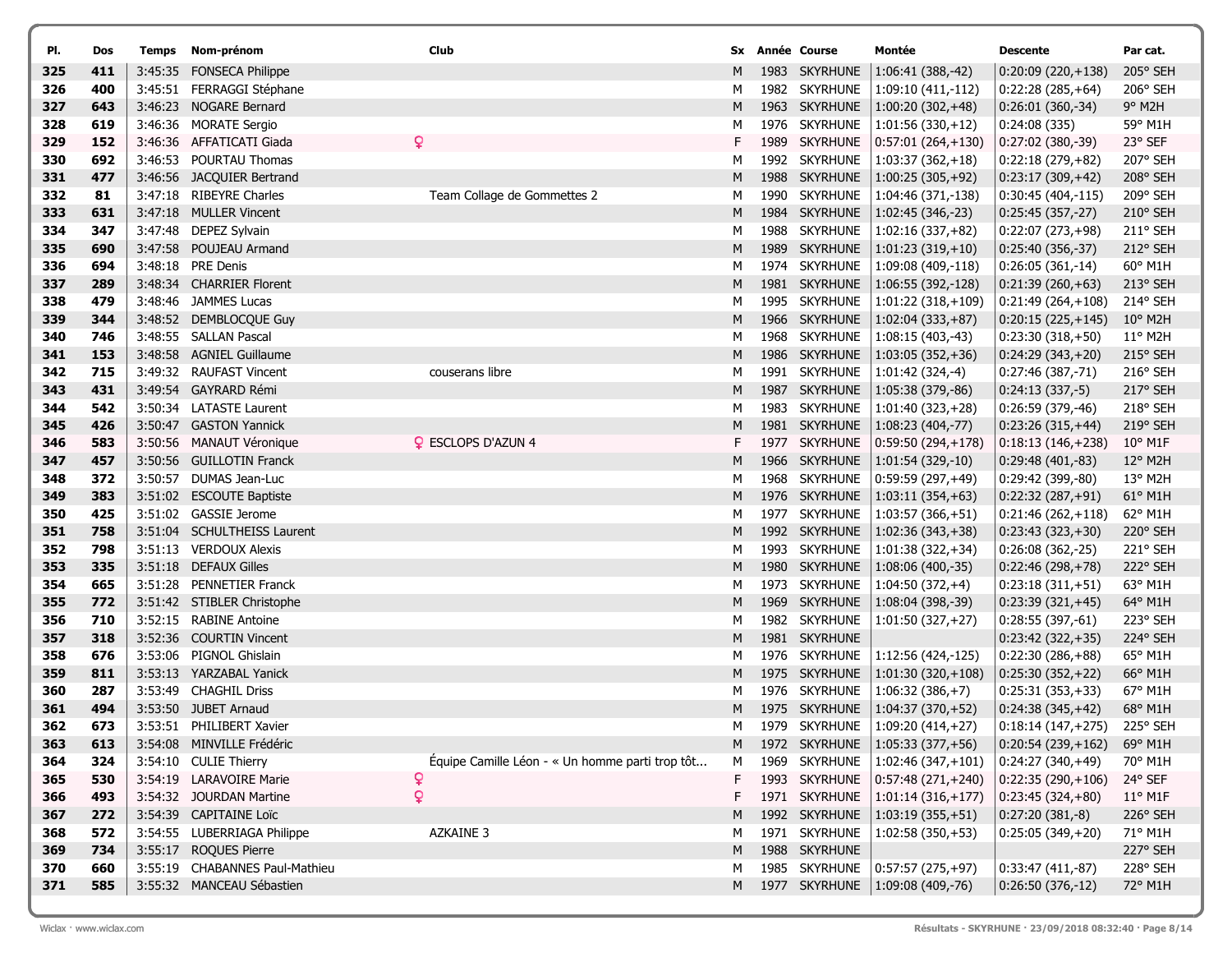| Pl. | Dos | Temps | Nom-prénom | Club | Sx | Année | Course | Montée | Descente | Par cat. |
|---|---|---|---|---|---|---|---|---|---|---|
| 325 | 411 | 3:45:35 | FONSECA Philippe | | M | 1983 | SKYRHUNE | 1:06:41 (388,-42) | 0:20:09 (220,+138) | 205° SEH |
| 326 | 400 | 3:45:51 | FERRAGGI Stéphane | | M | 1982 | SKYRHUNE | 1:09:10 (411,-112) | 0:22:28 (285,+64) | 206° SEH |
| 327 | 643 | 3:46:23 | NOGARE Bernard | | M | 1963 | SKYRHUNE | 1:00:20 (302,+48) | 0:26:01 (360,-34) | 9° M2H |
| 328 | 619 | 3:46:36 | MORATE Sergio | | M | 1976 | SKYRHUNE | 1:01:56 (330,+12) | 0:24:08 (335) | 59° M1H |
| 329 | 152 | 3:46:36 | AFFATICATI Giada | ♀ | F | 1989 | SKYRHUNE | 0:57:01 (264,+130) | 0:27:02 (380,-39) | 23° SEF |
| 330 | 692 | 3:46:53 | POURTAU Thomas | | M | 1992 | SKYRHUNE | 1:03:37 (362,+18) | 0:22:18 (279,+82) | 207° SEH |
| 331 | 477 | 3:46:56 | JACQUIER Bertrand | | M | 1988 | SKYRHUNE | 1:00:25 (305,+92) | 0:23:17 (309,+42) | 208° SEH |
| 332 | 81 | 3:47:18 | RIBEYRE Charles | Team Collage de Gommettes 2 | M | 1990 | SKYRHUNE | 1:04:46 (371,-138) | 0:30:45 (404,-115) | 209° SEH |
| 333 | 631 | 3:47:18 | MULLER Vincent | | M | 1984 | SKYRHUNE | 1:02:45 (346,-23) | 0:25:45 (357,-27) | 210° SEH |
| 334 | 347 | 3:47:48 | DEPEZ Sylvain | | M | 1988 | SKYRHUNE | 1:02:16 (337,+82) | 0:22:07 (273,+98) | 211° SEH |
| 335 | 690 | 3:47:58 | POUJEAU Armand | | M | 1989 | SKYRHUNE | 1:01:23 (319,+10) | 0:25:40 (356,-37) | 212° SEH |
| 336 | 694 | 3:48:18 | PRE Denis | | M | 1974 | SKYRHUNE | 1:09:08 (409,-118) | 0:26:05 (361,-14) | 60° M1H |
| 337 | 289 | 3:48:34 | CHARRIER Florent | | M | 1981 | SKYRHUNE | 1:06:55 (392,-128) | 0:21:39 (260,+63) | 213° SEH |
| 338 | 479 | 3:48:46 | JAMMES Lucas | | M | 1995 | SKYRHUNE | 1:01:22 (318,+109) | 0:21:49 (264,+108) | 214° SEH |
| 339 | 344 | 3:48:52 | DEMBLOCQUE Guy | | M | 1966 | SKYRHUNE | 1:02:04 (333,+87) | 0:20:15 (225,+145) | 10° M2H |
| 340 | 746 | 3:48:55 | SALLAN Pascal | | M | 1968 | SKYRHUNE | 1:08:15 (403,-43) | 0:23:30 (318,+50) | 11° M2H |
| 341 | 153 | 3:48:58 | AGNIEL Guillaume | | M | 1986 | SKYRHUNE | 1:03:05 (352,+36) | 0:24:29 (343,+20) | 215° SEH |
| 342 | 715 | 3:49:32 | RAUFAST Vincent | couserans libre | M | 1991 | SKYRHUNE | 1:01:42 (324,-4) | 0:27:46 (387,-71) | 216° SEH |
| 343 | 431 | 3:49:54 | GAYRARD Rémi | | M | 1987 | SKYRHUNE | 1:05:38 (379,-86) | 0:24:13 (337,-5) | 217° SEH |
| 344 | 542 | 3:50:34 | LATASTE Laurent | | M | 1983 | SKYRHUNE | 1:01:40 (323,+28) | 0:26:59 (379,-46) | 218° SEH |
| 345 | 426 | 3:50:47 | GASTON Yannick | | M | 1981 | SKYRHUNE | 1:08:23 (404,-77) | 0:23:26 (315,+44) | 219° SEH |
| 346 | 583 | 3:50:56 | MANAUT Véronique | ♀ ESCLOPS D'AZUN 4 | F | 1977 | SKYRHUNE | 0:59:50 (294,+178) | 0:18:13 (146,+238) | 10° M1F |
| 347 | 457 | 3:50:56 | GUILLOTIN Franck | | M | 1966 | SKYRHUNE | 1:01:54 (329,-10) | 0:29:48 (401,-83) | 12° M2H |
| 348 | 372 | 3:50:57 | DUMAS Jean-Luc | | M | 1968 | SKYRHUNE | 0:59:59 (297,+49) | 0:29:42 (399,-80) | 13° M2H |
| 349 | 383 | 3:51:02 | ESCOUTE Baptiste | | M | 1976 | SKYRHUNE | 1:03:11 (354,+63) | 0:22:32 (287,+91) | 61° M1H |
| 350 | 425 | 3:51:02 | GASSIE Jerome | | M | 1977 | SKYRHUNE | 1:03:57 (366,+51) | 0:21:46 (262,+118) | 62° M1H |
| 351 | 758 | 3:51:04 | SCHULTHEISS Laurent | | M | 1992 | SKYRHUNE | 1:02:36 (343,+38) | 0:23:43 (323,+30) | 220° SEH |
| 352 | 798 | 3:51:13 | VERDOUX Alexis | | M | 1993 | SKYRHUNE | 1:01:38 (322,+34) | 0:26:08 (362,-25) | 221° SEH |
| 353 | 335 | 3:51:18 | DEFAUX Gilles | | M | 1980 | SKYRHUNE | 1:08:06 (400,-35) | 0:22:46 (298,+78) | 222° SEH |
| 354 | 665 | 3:51:28 | PENNETIER Franck | | M | 1973 | SKYRHUNE | 1:04:50 (372,+4) | 0:23:18 (311,+51) | 63° M1H |
| 355 | 772 | 3:51:42 | STIBLER Christophe | | M | 1969 | SKYRHUNE | 1:08:04 (398,-39) | 0:23:39 (321,+45) | 64° M1H |
| 356 | 710 | 3:52:15 | RABINE Antoine | | M | 1982 | SKYRHUNE | 1:01:50 (327,+27) | 0:28:55 (397,-61) | 223° SEH |
| 357 | 318 | 3:52:36 | COURTIN Vincent | | M | 1981 | SKYRHUNE | | 0:23:42 (322,+35) | 224° SEH |
| 358 | 676 | 3:53:06 | PIGNOL Ghislain | | M | 1976 | SKYRHUNE | 1:12:56 (424,-125) | 0:22:30 (286,+88) | 65° M1H |
| 359 | 811 | 3:53:13 | YARZABAL Yanick | | M | 1975 | SKYRHUNE | 1:01:30 (320,+108) | 0:25:30 (352,+22) | 66° M1H |
| 360 | 287 | 3:53:49 | CHAGHIL Driss | | M | 1976 | SKYRHUNE | 1:06:32 (386,+7) | 0:25:31 (353,+33) | 67° M1H |
| 361 | 494 | 3:53:50 | JUBET Arnaud | | M | 1975 | SKYRHUNE | 1:04:37 (370,+52) | 0:24:38 (345,+42) | 68° M1H |
| 362 | 673 | 3:53:51 | PHILIBERT Xavier | | M | 1979 | SKYRHUNE | 1:09:20 (414,+27) | 0:18:14 (147,+275) | 225° SEH |
| 363 | 613 | 3:54:08 | MINVILLE Frédéric | | M | 1972 | SKYRHUNE | 1:05:33 (377,+56) | 0:20:54 (239,+162) | 69° M1H |
| 364 | 324 | 3:54:10 | CULIE Thierry | Équipe Camille Léon - « Un homme parti trop tôt... | M | 1969 | SKYRHUNE | 1:02:46 (347,+101) | 0:24:27 (340,+49) | 70° M1H |
| 365 | 530 | 3:54:19 | LARAVOIRE Marie | ♀ | F | 1993 | SKYRHUNE | 0:57:48 (271,+240) | 0:22:35 (290,+106) | 24° SEF |
| 366 | 493 | 3:54:32 | JOURDAN Martine | ♀ | F | 1971 | SKYRHUNE | 1:01:14 (316,+177) | 0:23:45 (324,+80) | 11° M1F |
| 367 | 272 | 3:54:39 | CAPITAINE Loïc | | M | 1992 | SKYRHUNE | 1:03:19 (355,+51) | 0:27:20 (381,-8) | 226° SEH |
| 368 | 572 | 3:54:55 | LUBERRIAGA Philippe | AZKAINE 3 | M | 1971 | SKYRHUNE | 1:02:58 (350,+53) | 0:25:05 (349,+20) | 71° M1H |
| 369 | 734 | 3:55:17 | ROQUES Pierre | | M | 1988 | SKYRHUNE | | | 227° SEH |
| 370 | 660 | 3:55:19 | CHABANNES Paul-Mathieu | | M | 1985 | SKYRHUNE | 0:57:57 (275,+97) | 0:33:47 (411,-87) | 228° SEH |
| 371 | 585 | 3:55:32 | MANCEAU Sébastien | | M | 1977 | SKYRHUNE | 1:09:08 (409,-76) | 0:26:50 (376,-12) | 72° M1H |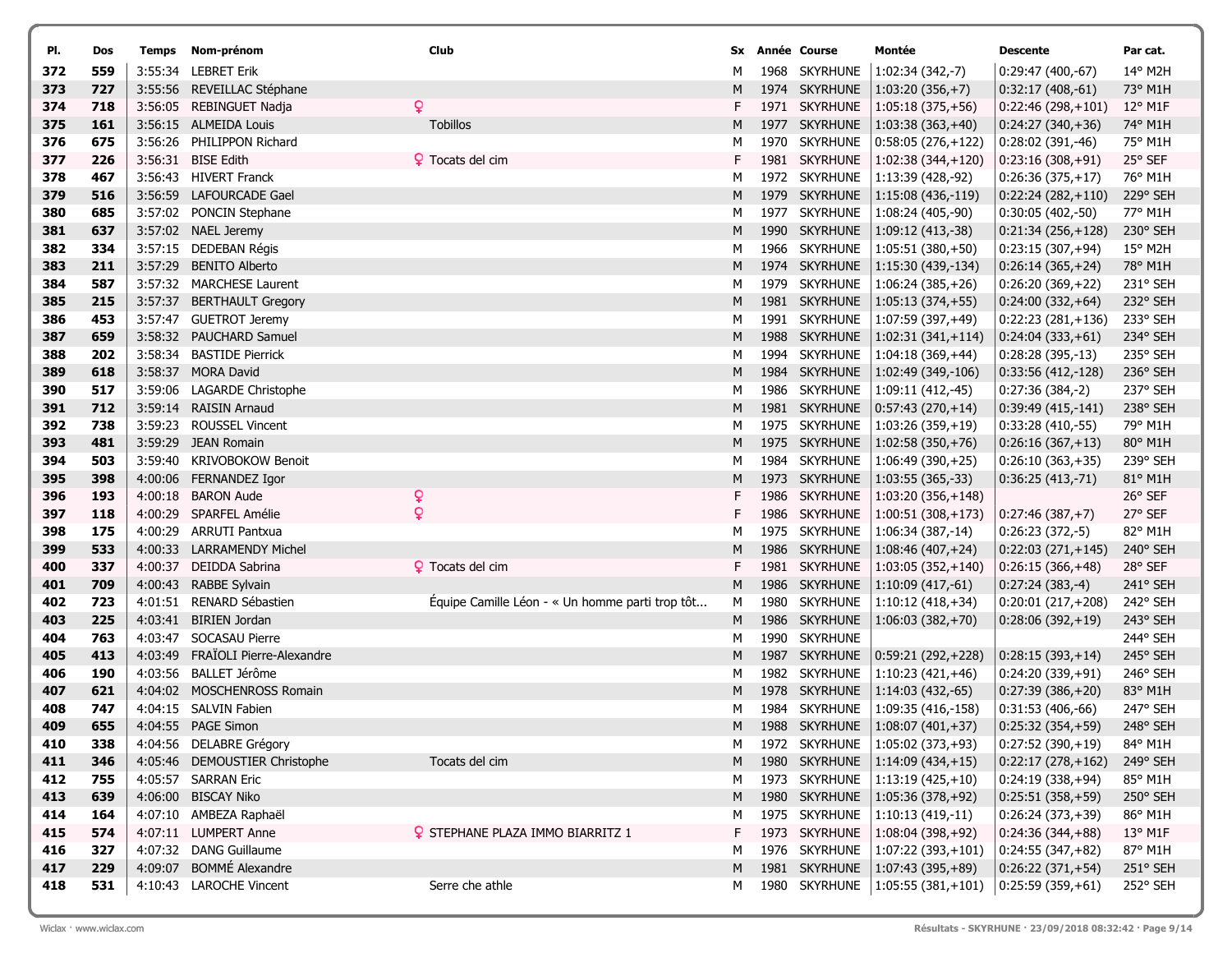| Pl. | Dos | Temps | Nom-prénom | Club | Sx | Année | Course | Montée | Descente | Par cat. |
|---|---|---|---|---|---|---|---|---|---|---|
| 372 | 559 | 3:55:34 | LEBRET Erik | | M | 1968 | SKYRHUNE | 1:02:34 (342,-7) | 0:29:47 (400,-67) | 14° M2H |
| 373 | 727 | 3:55:56 | REVEILLAC Stéphane | | M | 1974 | SKYRHUNE | 1:03:20 (356,+7) | 0:32:17 (408,-61) | 73° M1H |
| 374 | 718 | 3:56:05 | REBINGUET Nadja | ♀ | F | 1971 | SKYRHUNE | 1:05:18 (375,+56) | 0:22:46 (298,+101) | 12° M1F |
| 375 | 161 | 3:56:15 | ALMEIDA Louis | Tobillos | M | 1977 | SKYRHUNE | 1:03:38 (363,+40) | 0:24:27 (340,+36) | 74° M1H |
| 376 | 675 | 3:56:26 | PHILIPPON Richard | | M | 1970 | SKYRHUNE | 0:58:05 (276,+122) | 0:28:02 (391,-46) | 75° M1H |
| 377 | 226 | 3:56:31 | BISE Edith | ♀ Tocats del cim | F | 1981 | SKYRHUNE | 1:02:38 (344,+120) | 0:23:16 (308,+91) | 25° SEF |
| 378 | 467 | 3:56:43 | HIVERT Franck | | M | 1972 | SKYRHUNE | 1:13:39 (428,-92) | 0:26:36 (375,+17) | 76° M1H |
| 379 | 516 | 3:56:59 | LAFOURCADE Gael | | M | 1979 | SKYRHUNE | 1:15:08 (436,-119) | 0:22:24 (282,+110) | 229° SEH |
| 380 | 685 | 3:57:02 | PONCIN Stephane | | M | 1977 | SKYRHUNE | 1:08:24 (405,-90) | 0:30:05 (402,-50) | 77° M1H |
| 381 | 637 | 3:57:02 | NAEL Jeremy | | M | 1990 | SKYRHUNE | 1:09:12 (413,-38) | 0:21:34 (256,+128) | 230° SEH |
| 382 | 334 | 3:57:15 | DEDEBAN Régis | | M | 1966 | SKYRHUNE | 1:05:51 (380,+50) | 0:23:15 (307,+94) | 15° M2H |
| 383 | 211 | 3:57:29 | BENITO Alberto | | M | 1974 | SKYRHUNE | 1:15:30 (439,-134) | 0:26:14 (365,+24) | 78° M1H |
| 384 | 587 | 3:57:32 | MARCHESE Laurent | | M | 1979 | SKYRHUNE | 1:06:24 (385,+26) | 0:26:20 (369,+22) | 231° SEH |
| 385 | 215 | 3:57:37 | BERTHAULT Gregory | | M | 1981 | SKYRHUNE | 1:05:13 (374,+55) | 0:24:00 (332,+64) | 232° SEH |
| 386 | 453 | 3:57:47 | GUETROT Jeremy | | M | 1991 | SKYRHUNE | 1:07:59 (397,+49) | 0:22:23 (281,+136) | 233° SEH |
| 387 | 659 | 3:58:32 | PAUCHARD Samuel | | M | 1988 | SKYRHUNE | 1:02:31 (341,+114) | 0:24:04 (333,+61) | 234° SEH |
| 388 | 202 | 3:58:34 | BASTIDE Pierrick | | M | 1994 | SKYRHUNE | 1:04:18 (369,+44) | 0:28:28 (395,-13) | 235° SEH |
| 389 | 618 | 3:58:37 | MORA David | | M | 1984 | SKYRHUNE | 1:02:49 (349,-106) | 0:33:56 (412,-128) | 236° SEH |
| 390 | 517 | 3:59:06 | LAGARDE Christophe | | M | 1986 | SKYRHUNE | 1:09:11 (412,-45) | 0:27:36 (384,-2) | 237° SEH |
| 391 | 712 | 3:59:14 | RAISIN Arnaud | | M | 1981 | SKYRHUNE | 0:57:43 (270,+14) | 0:39:49 (415,-141) | 238° SEH |
| 392 | 738 | 3:59:23 | ROUSSEL Vincent | | M | 1975 | SKYRHUNE | 1:03:26 (359,+19) | 0:33:28 (410,-55) | 79° M1H |
| 393 | 481 | 3:59:29 | JEAN Romain | | M | 1975 | SKYRHUNE | 1:02:58 (350,+76) | 0:26:16 (367,+13) | 80° M1H |
| 394 | 503 | 3:59:40 | KRIVOBOKOW Benoit | | M | 1984 | SKYRHUNE | 1:06:49 (390,+25) | 0:26:10 (363,+35) | 239° SEH |
| 395 | 398 | 4:00:06 | FERNANDEZ Igor | | M | 1973 | SKYRHUNE | 1:03:55 (365,-33) | 0:36:25 (413,-71) | 81° M1H |
| 396 | 193 | 4:00:18 | BARON Aude | ♀ | F | 1986 | SKYRHUNE | 1:03:20 (356,+148) | | 26° SEF |
| 397 | 118 | 4:00:29 | SPARFEL Amélie | ♀ | F | 1986 | SKYRHUNE | 1:00:51 (308,+173) | 0:27:46 (387,+7) | 27° SEF |
| 398 | 175 | 4:00:29 | ARRUTI Pantxua | | M | 1975 | SKYRHUNE | 1:06:34 (387,-14) | 0:26:23 (372,-5) | 82° M1H |
| 399 | 533 | 4:00:33 | LARRAMENDY Michel | | M | 1986 | SKYRHUNE | 1:08:46 (407,+24) | 0:22:03 (271,+145) | 240° SEH |
| 400 | 337 | 4:00:37 | DEIDDA Sabrina | ♀ Tocats del cim | F | 1981 | SKYRHUNE | 1:03:05 (352,+140) | 0:26:15 (366,+48) | 28° SEF |
| 401 | 709 | 4:00:43 | RABBE Sylvain | | M | 1986 | SKYRHUNE | 1:10:09 (417,-61) | 0:27:24 (383,-4) | 241° SEH |
| 402 | 723 | 4:01:51 | RENARD Sébastien | Équipe Camille Léon - « Un homme parti trop tôt... | M | 1980 | SKYRHUNE | 1:10:12 (418,+34) | 0:20:01 (217,+208) | 242° SEH |
| 403 | 225 | 4:03:41 | BIRIEN Jordan | | M | 1986 | SKYRHUNE | 1:06:03 (382,+70) | 0:28:06 (392,+19) | 243° SEH |
| 404 | 763 | 4:03:47 | SOCASAU Pierre | | M | 1990 | SKYRHUNE | | | 244° SEH |
| 405 | 413 | 4:03:49 | FRAÏOLI Pierre-Alexandre | | M | 1987 | SKYRHUNE | 0:59:21 (292,+228) | 0:28:15 (393,+14) | 245° SEH |
| 406 | 190 | 4:03:56 | BALLET Jérôme | | M | 1982 | SKYRHUNE | 1:10:23 (421,+46) | 0:24:20 (339,+91) | 246° SEH |
| 407 | 621 | 4:04:02 | MOSCHENROSS Romain | | M | 1978 | SKYRHUNE | 1:14:03 (432,-65) | 0:27:39 (386,+20) | 83° M1H |
| 408 | 747 | 4:04:15 | SALVIN Fabien | | M | 1984 | SKYRHUNE | 1:09:35 (416,-158) | 0:31:53 (406,-66) | 247° SEH |
| 409 | 655 | 4:04:55 | PAGE Simon | | M | 1988 | SKYRHUNE | 1:08:07 (401,+37) | 0:25:32 (354,+59) | 248° SEH |
| 410 | 338 | 4:04:56 | DELABRE Grégory | | M | 1972 | SKYRHUNE | 1:05:02 (373,+93) | 0:27:52 (390,+19) | 84° M1H |
| 411 | 346 | 4:05:46 | DEMOUSTIER Christophe | Tocats del cim | M | 1980 | SKYRHUNE | 1:14:09 (434,+15) | 0:22:17 (278,+162) | 249° SEH |
| 412 | 755 | 4:05:57 | SARRAN Eric | | M | 1973 | SKYRHUNE | 1:13:19 (425,+10) | 0:24:19 (338,+94) | 85° M1H |
| 413 | 639 | 4:06:00 | BISCAY Niko | | M | 1980 | SKYRHUNE | 1:05:36 (378,+92) | 0:25:51 (358,+59) | 250° SEH |
| 414 | 164 | 4:07:10 | AMBEZA Raphaël | | M | 1975 | SKYRHUNE | 1:10:13 (419,-11) | 0:26:24 (373,+39) | 86° M1H |
| 415 | 574 | 4:07:11 | LUMPERT Anne | ♀ STEPHANE PLAZA IMMO BIARRITZ 1 | F | 1973 | SKYRHUNE | 1:08:04 (398,+92) | 0:24:36 (344,+88) | 13° M1F |
| 416 | 327 | 4:07:32 | DANG Guillaume | | M | 1976 | SKYRHUNE | 1:07:22 (393,+101) | 0:24:55 (347,+82) | 87° M1H |
| 417 | 229 | 4:09:07 | BOMMÉ Alexandre | | M | 1981 | SKYRHUNE | 1:07:43 (395,+89) | 0:26:22 (371,+54) | 251° SEH |
| 418 | 531 | 4:10:43 | LAROCHE Vincent | Serre che athle | M | 1980 | SKYRHUNE | 1:05:55 (381,+101) | 0:25:59 (359,+61) | 252° SEH |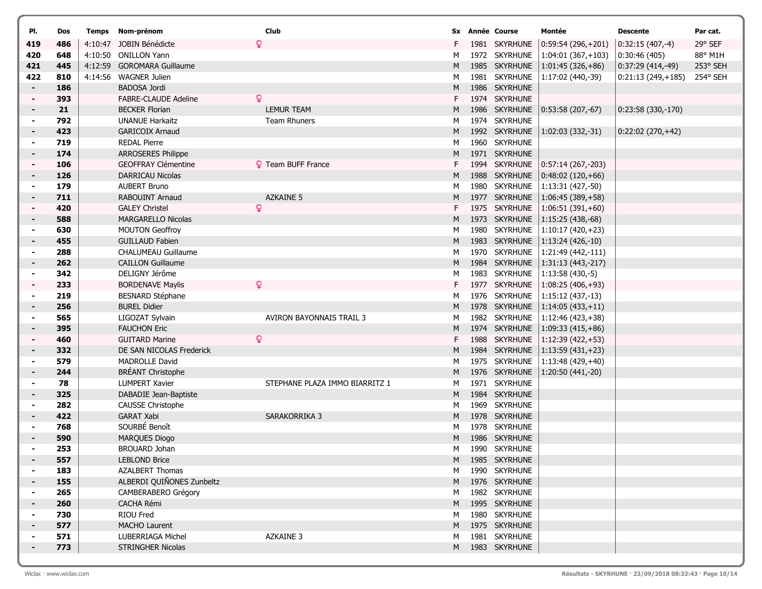| Pl. | Dos | Temps | Nom-prénom | | Club | Sx | Année | Course | Montée | Descente | Par cat. |
|---|---|---|---|---|---|---|---|---|---|---|---|
| 419 | 486 | 4:10:47 | JOBIN Bénédicte | ♀ | | F | 1981 | SKYRHUNE | 0:59:54 (296,+201) | 0:32:15 (407,-4) | 29° SEF |
| 420 | 648 | 4:10:50 | ONILLON Yann | | | M | 1972 | SKYRHUNE | 1:04:01 (367,+103) | 0:30:46 (405) | 88° M1H |
| 421 | 445 | 4:12:59 | GOROMARA Guillaume | | | M | 1985 | SKYRHUNE | 1:01:45 (326,+86) | 0:37:29 (414,-49) | 253° SEH |
| 422 | 810 | 4:14:56 | WAGNER Julien | | | M | 1981 | SKYRHUNE | 1:17:02 (440,-39) | 0:21:13 (249,+185) | 254° SEH |
| - | 186 | | BADOSA Jordi | | | M | 1986 | SKYRHUNE | | | |
| - | 393 | | FABRE-CLAUDE Adeline | ♀ | | F | 1974 | SKYRHUNE | | | |
| - | 21 | | BECKER Florian | | LEMUR TEAM | M | 1986 | SKYRHUNE | 0:53:58 (207,-67) | 0:23:58 (330,-170) | |
| - | 792 | | UNANUE Harkaitz | | Team Rhuners | M | 1974 | SKYRHUNE | | | |
| - | 423 | | GARICOIX Arnaud | | | M | 1992 | SKYRHUNE | 1:02:03 (332,-31) | 0:22:02 (270,+42) | |
| - | 719 | | REDAL Pierre | | | M | 1960 | SKYRHUNE | | | |
| - | 174 | | ARROSERES Philippe | | | M | 1971 | SKYRHUNE | | | |
| - | 106 | | GEOFFRAY Clémentine | ♀ | Team BUFF France | F | 1994 | SKYRHUNE | 0:57:14 (267,-203) | | |
| - | 126 | | DARRICAU Nicolas | | | M | 1988 | SKYRHUNE | 0:48:02 (120,+66) | | |
| - | 179 | | AUBERT Bruno | | | M | 1980 | SKYRHUNE | 1:13:31 (427,-50) | | |
| - | 711 | | RABOUINT Arnaud | | AZKAINE 5 | M | 1977 | SKYRHUNE | 1:06:45 (389,+58) | | |
| - | 420 | | GALEY Christel | ♀ | | F | 1975 | SKYRHUNE | 1:06:51 (391,+60) | | |
| - | 588 | | MARGARELLO Nicolas | | | M | 1973 | SKYRHUNE | 1:15:25 (438,-68) | | |
| - | 630 | | MOUTON Geoffroy | | | M | 1980 | SKYRHUNE | 1:10:17 (420,+23) | | |
| - | 455 | | GUILLAUD Fabien | | | M | 1983 | SKYRHUNE | 1:13:24 (426,-10) | | |
| - | 288 | | CHALUMEAU Guillaume | | | M | 1970 | SKYRHUNE | 1:21:49 (442,-111) | | |
| - | 262 | | CAILLON Guillaume | | | M | 1984 | SKYRHUNE | 1:31:13 (443,-217) | | |
| - | 342 | | DELIGNY Jérôme | | | M | 1983 | SKYRHUNE | 1:13:58 (430,-5) | | |
| - | 233 | | BORDENAVE Maylis | ♀ | | F | 1977 | SKYRHUNE | 1:08:25 (406,+93) | | |
| - | 219 | | BESNARD Stéphane | | | M | 1976 | SKYRHUNE | 1:15:12 (437,-13) | | |
| - | 256 | | BUREL Didier | | | M | 1978 | SKYRHUNE | 1:14:05 (433,+11) | | |
| - | 565 | | LIGOZAT Sylvain | | AVIRON BAYONNAIS TRAIL 3 | M | 1982 | SKYRHUNE | 1:12:46 (423,+38) | | |
| - | 395 | | FAUCHON Eric | | | M | 1974 | SKYRHUNE | 1:09:33 (415,+86) | | |
| - | 460 | | GUITARD Marine | ♀ | | F | 1988 | SKYRHUNE | 1:12:39 (422,+53) | | |
| - | 332 | | DE SAN NICOLAS Frederick | | | M | 1984 | SKYRHUNE | 1:13:59 (431,+23) | | |
| - | 579 | | MADROLLE David | | | M | 1975 | SKYRHUNE | 1:13:48 (429,+40) | | |
| - | 244 | | BRÉANT Christophe | | | M | 1976 | SKYRHUNE | 1:20:50 (441,-20) | | |
| - | 78 | | LUMPERT Xavier | | STEPHANE PLAZA IMMO BIARRITZ 1 | M | 1971 | SKYRHUNE | | | |
| - | 325 | | DABADIE Jean-Baptiste | | | M | 1984 | SKYRHUNE | | | |
| - | 282 | | CAUSSE Christophe | | | M | 1969 | SKYRHUNE | | | |
| - | 422 | | GARAT Xabi | | SARAKORRIKA 3 | M | 1978 | SKYRHUNE | | | |
| - | 768 | | SOURBÉ Benoît | | | M | 1978 | SKYRHUNE | | | |
| - | 590 | | MARQUES Diogo | | | M | 1986 | SKYRHUNE | | | |
| - | 253 | | BROUARD Johan | | | M | 1990 | SKYRHUNE | | | |
| - | 557 | | LEBLOND Brice | | | M | 1985 | SKYRHUNE | | | |
| - | 183 | | AZALBERT Thomas | | | M | 1990 | SKYRHUNE | | | |
| - | 155 | | ALBERDI QUIÑONES Zunbeltz | | | M | 1976 | SKYRHUNE | | | |
| - | 265 | | CAMBERABERO Grégory | | | M | 1982 | SKYRHUNE | | | |
| - | 260 | | CACHA Rémi | | | M | 1995 | SKYRHUNE | | | |
| - | 730 | | RIOU Fred | | | M | 1980 | SKYRHUNE | | | |
| - | 577 | | MACHO Laurent | | | M | 1975 | SKYRHUNE | | | |
| - | 571 | | LUBERRIAGA Michel | | AZKAINE 3 | M | 1981 | SKYRHUNE | | | |
| - | 773 | | STRINGHER Nicolas | | | M | 1983 | SKYRHUNE | | | |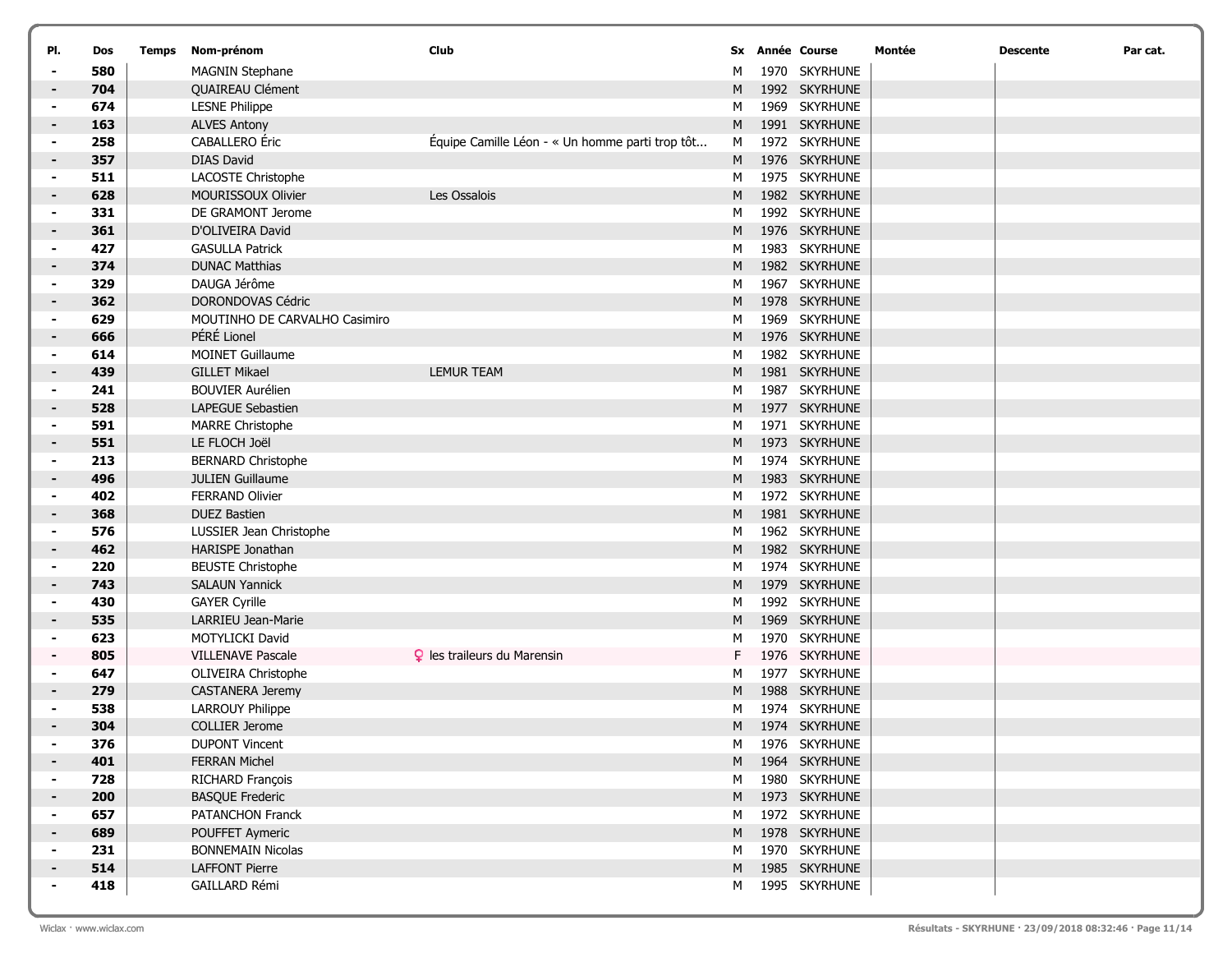| Pl. | Dos | Temps | Nom-prénom | Club | Sx | Année | Course | Montée | Descente | Par cat. |
|---|---|---|---|---|---|---|---|---|---|---|
| - | 580 | | MAGNIN Stephane | | M | 1970 | SKYRHUNE | | | |
| - | 704 | | QUAIREAU Clément | | M | 1992 | SKYRHUNE | | | |
| - | 674 | | LESNE Philippe | | M | 1969 | SKYRHUNE | | | |
| - | 163 | | ALVES Antony | | M | 1991 | SKYRHUNE | | | |
| - | 258 | | CABALLERO Éric | Équipe Camille Léon - « Un homme parti trop tôt... | M | 1972 | SKYRHUNE | | | |
| - | 357 | | DIAS David | | M | 1976 | SKYRHUNE | | | |
| - | 511 | | LACOSTE Christophe | | M | 1975 | SKYRHUNE | | | |
| - | 628 | | MOURISSOUX Olivier | Les Ossalois | M | 1982 | SKYRHUNE | | | |
| - | 331 | | DE GRAMONT Jerome | | M | 1992 | SKYRHUNE | | | |
| - | 361 | | D'OLIVEIRA David | | M | 1976 | SKYRHUNE | | | |
| - | 427 | | GASULLA Patrick | | M | 1983 | SKYRHUNE | | | |
| - | 374 | | DUNAC Matthias | | M | 1982 | SKYRHUNE | | | |
| - | 329 | | DAUGA Jérôme | | M | 1967 | SKYRHUNE | | | |
| - | 362 | | DORONDOVAS Cédric | | M | 1978 | SKYRHUNE | | | |
| - | 629 | | MOUTINHO DE CARVALHO Casimiro | | M | 1969 | SKYRHUNE | | | |
| - | 666 | | PÉRÉ Lionel | | M | 1976 | SKYRHUNE | | | |
| - | 614 | | MOINET Guillaume | | M | 1982 | SKYRHUNE | | | |
| - | 439 | | GILLET Mikael | LEMUR TEAM | M | 1981 | SKYRHUNE | | | |
| - | 241 | | BOUVIER Aurélien | | M | 1987 | SKYRHUNE | | | |
| - | 528 | | LAPEGUE Sebastien | | M | 1977 | SKYRHUNE | | | |
| - | 591 | | MARRE Christophe | | M | 1971 | SKYRHUNE | | | |
| - | 551 | | LE FLOCH Joël | | M | 1973 | SKYRHUNE | | | |
| - | 213 | | BERNARD Christophe | | M | 1974 | SKYRHUNE | | | |
| - | 496 | | JULIEN Guillaume | | M | 1983 | SKYRHUNE | | | |
| - | 402 | | FERRAND Olivier | | M | 1972 | SKYRHUNE | | | |
| - | 368 | | DUEZ Bastien | | M | 1981 | SKYRHUNE | | | |
| - | 576 | | LUSSIER Jean Christophe | | M | 1962 | SKYRHUNE | | | |
| - | 462 | | HARISPE Jonathan | | M | 1982 | SKYRHUNE | | | |
| - | 220 | | BEUSTE Christophe | | M | 1974 | SKYRHUNE | | | |
| - | 743 | | SALAUN Yannick | | M | 1979 | SKYRHUNE | | | |
| - | 430 | | GAYER Cyrille | | M | 1992 | SKYRHUNE | | | |
| - | 535 | | LARRIEU Jean-Marie | | M | 1969 | SKYRHUNE | | | |
| - | 623 | | MOTYLICKI David | | M | 1970 | SKYRHUNE | | | |
| - | 805 | | VILLENAVE Pascale | ♀ les traileurs du Marensin | F | 1976 | SKYRHUNE | | | |
| - | 647 | | OLIVEIRA Christophe | | M | 1977 | SKYRHUNE | | | |
| - | 279 | | CASTANERA Jeremy | | M | 1988 | SKYRHUNE | | | |
| - | 538 | | LARROUY Philippe | | M | 1974 | SKYRHUNE | | | |
| - | 304 | | COLLIER Jerome | | M | 1974 | SKYRHUNE | | | |
| - | 376 | | DUPONT Vincent | | M | 1976 | SKYRHUNE | | | |
| - | 401 | | FERRAN Michel | | M | 1964 | SKYRHUNE | | | |
| - | 728 | | RICHARD François | | M | 1980 | SKYRHUNE | | | |
| - | 200 | | BASQUE Frederic | | M | 1973 | SKYRHUNE | | | |
| - | 657 | | PATANCHON Franck | | M | 1972 | SKYRHUNE | | | |
| - | 689 | | POUFFET Aymeric | | M | 1978 | SKYRHUNE | | | |
| - | 231 | | BONNEMAIN Nicolas | | M | 1970 | SKYRHUNE | | | |
| - | 514 | | LAFFONT Pierre | | M | 1985 | SKYRHUNE | | | |
| - | 418 | | GAILLARD Rémi | | M | 1995 | SKYRHUNE | | | |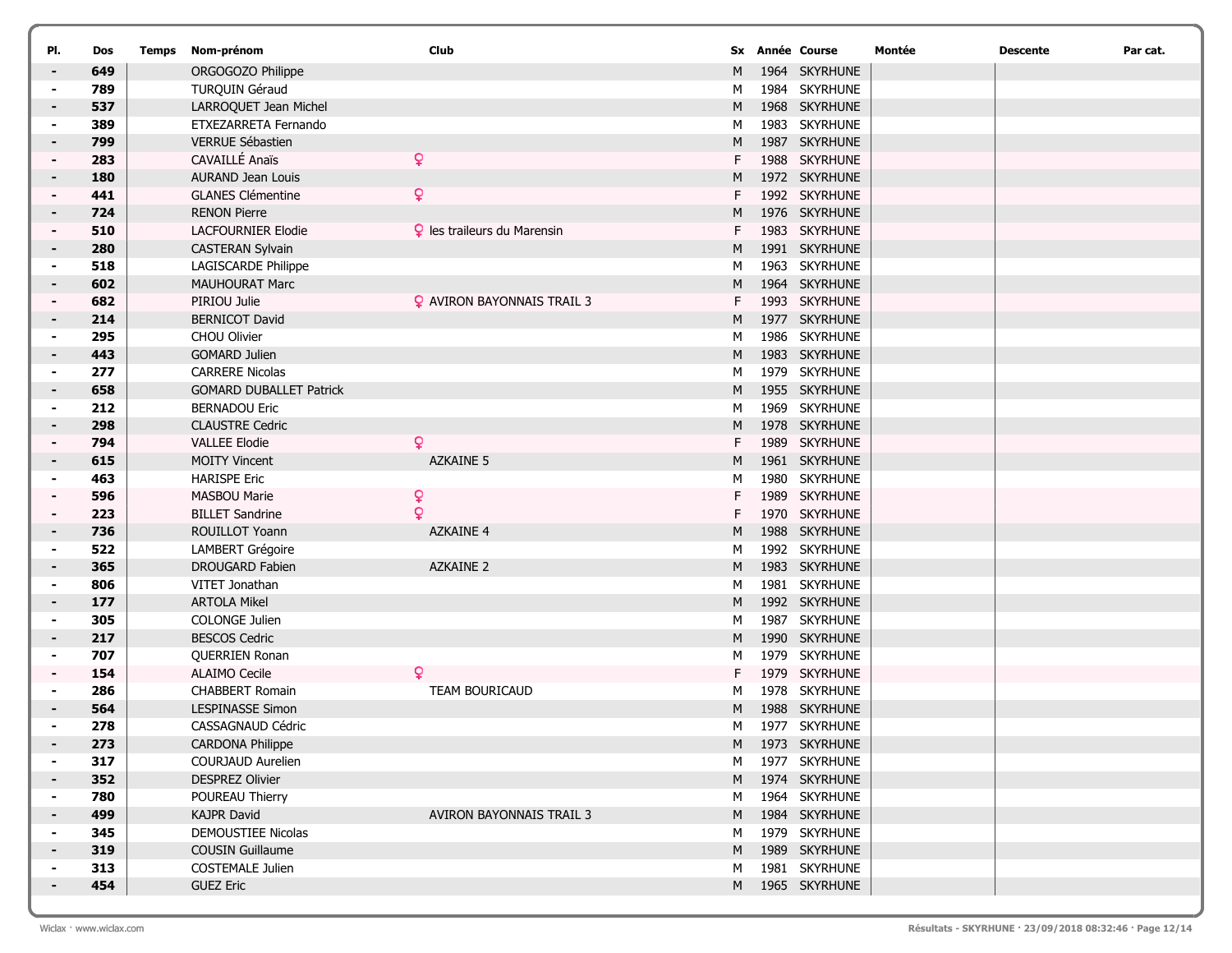| Pl. | Dos | Temps | Nom-prénom | Club | Sx | Année | Course | Montée | Descente | Par cat. |
|---|---|---|---|---|---|---|---|---|---|---|
| - | 649 | | ORGOGOZO Philippe | | M | 1964 | SKYRHUNE | | | |
| - | 789 | | TURQUIN Géraud | | M | 1984 | SKYRHUNE | | | |
| - | 537 | | LARROQUET Jean Michel | | M | 1968 | SKYRHUNE | | | |
| - | 389 | | ETXEZARRETA Fernando | | M | 1983 | SKYRHUNE | | | |
| - | 799 | | VERRUE Sébastien | | M | 1987 | SKYRHUNE | | | |
| - | 283 | | CAVAILLÉ Anaïs | ♀ | F | 1988 | SKYRHUNE | | | |
| - | 180 | | AURAND Jean Louis | | M | 1972 | SKYRHUNE | | | |
| - | 441 | | GLANES Clémentine | ♀ | F | 1992 | SKYRHUNE | | | |
| - | 724 | | RENON Pierre | | M | 1976 | SKYRHUNE | | | |
| - | 510 | | LACFOURNIER Elodie | ♀ les traileurs du Marensin | F | 1983 | SKYRHUNE | | | |
| - | 280 | | CASTERAN Sylvain | | M | 1991 | SKYRHUNE | | | |
| - | 518 | | LAGISCARDE Philippe | | M | 1963 | SKYRHUNE | | | |
| - | 602 | | MAUHOURAT Marc | | M | 1964 | SKYRHUNE | | | |
| - | 682 | | PIRIOU Julie | ♀ AVIRON BAYONNAIS TRAIL 3 | F | 1993 | SKYRHUNE | | | |
| - | 214 | | BERNICOT David | | M | 1977 | SKYRHUNE | | | |
| - | 295 | | CHOU Olivier | | M | 1986 | SKYRHUNE | | | |
| - | 443 | | GOMARD Julien | | M | 1983 | SKYRHUNE | | | |
| - | 277 | | CARRERE Nicolas | | M | 1979 | SKYRHUNE | | | |
| - | 658 | | GOMARD DUBALLET Patrick | | M | 1955 | SKYRHUNE | | | |
| - | 212 | | BERNADOU Eric | | M | 1969 | SKYRHUNE | | | |
| - | 298 | | CLAUSTRE Cedric | | M | 1978 | SKYRHUNE | | | |
| - | 794 | | VALLEE Elodie | ♀ | F | 1989 | SKYRHUNE | | | |
| - | 615 | | MOITY Vincent | AZKAINE 5 | M | 1961 | SKYRHUNE | | | |
| - | 463 | | HARISPE Eric | | M | 1980 | SKYRHUNE | | | |
| - | 596 | | MASBOU Marie | ♀ | F | 1989 | SKYRHUNE | | | |
| - | 223 | | BILLET Sandrine | ♀ | F | 1970 | SKYRHUNE | | | |
| - | 736 | | ROUILLOT Yoann | AZKAINE 4 | M | 1988 | SKYRHUNE | | | |
| - | 522 | | LAMBERT Grégoire | | M | 1992 | SKYRHUNE | | | |
| - | 365 | | DROUGARD Fabien | AZKAINE 2 | M | 1983 | SKYRHUNE | | | |
| - | 806 | | VITET Jonathan | | M | 1981 | SKYRHUNE | | | |
| - | 177 | | ARTOLA Mikel | | M | 1992 | SKYRHUNE | | | |
| - | 305 | | COLONGE Julien | | M | 1987 | SKYRHUNE | | | |
| - | 217 | | BESCOS Cedric | | M | 1990 | SKYRHUNE | | | |
| - | 707 | | QUERRIEN Ronan | | M | 1979 | SKYRHUNE | | | |
| - | 154 | | ALAIMO Cecile | ♀ | F | 1979 | SKYRHUNE | | | |
| - | 286 | | CHABBERT Romain | TEAM BOURICAUD | M | 1978 | SKYRHUNE | | | |
| - | 564 | | LESPINASSE Simon | | M | 1988 | SKYRHUNE | | | |
| - | 278 | | CASSAGNAUD Cédric | | M | 1977 | SKYRHUNE | | | |
| - | 273 | | CARDONA Philippe | | M | 1973 | SKYRHUNE | | | |
| - | 317 | | COURJAUD Aurelien | | M | 1977 | SKYRHUNE | | | |
| - | 352 | | DESPREZ Olivier | | M | 1974 | SKYRHUNE | | | |
| - | 780 | | POUREAU Thierry | | M | 1964 | SKYRHUNE | | | |
| - | 499 | | KAJPR David | AVIRON BAYONNAIS TRAIL 3 | M | 1984 | SKYRHUNE | | | |
| - | 345 | | DEMOUSTIEE Nicolas | | M | 1979 | SKYRHUNE | | | |
| - | 319 | | COUSIN Guillaume | | M | 1989 | SKYRHUNE | | | |
| - | 313 | | COSTEMALE Julien | | M | 1981 | SKYRHUNE | | | |
| - | 454 | | GUEZ Eric | | M | 1965 | SKYRHUNE | | | |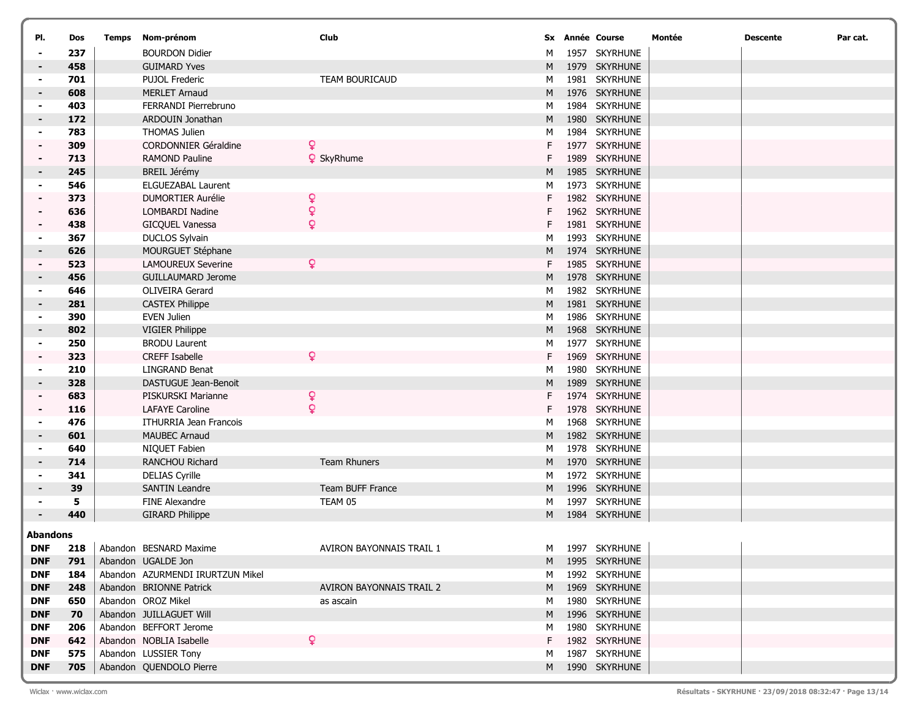| Pl. | Dos | Temps | Nom-prénom | Club | Sx | Année | Course | Montée | Descente | Par cat. |
|---|---|---|---|---|---|---|---|---|---|---|
| - | 237 | | BOURDON Didier | | M | 1957 | SKYRHUNE | | | |
| - | 458 | | GUIMARD Yves | | M | 1979 | SKYRHUNE | | | |
| - | 701 | | PUJOL Frederic | TEAM BOURICAUD | M | 1981 | SKYRHUNE | | | |
| - | 608 | | MERLET Arnaud | | M | 1976 | SKYRHUNE | | | |
| - | 403 | | FERRANDI Pierrebruno | | M | 1984 | SKYRHUNE | | | |
| - | 172 | | ARDOUIN Jonathan | | M | 1980 | SKYRHUNE | | | |
| - | 783 | | THOMAS Julien | | M | 1984 | SKYRHUNE | | | |
| - | 309 | | CORDONNIER Géraldine | ♀ | F | 1977 | SKYRHUNE | | | |
| - | 713 | | RAMOND Pauline | ♀ SkyRhume | F | 1989 | SKYRHUNE | | | |
| - | 245 | | BREIL Jérémy | | M | 1985 | SKYRHUNE | | | |
| - | 546 | | ELGUEZABAL Laurent | | M | 1973 | SKYRHUNE | | | |
| - | 373 | | DUMORTIER Aurélie | ♀ | F | 1982 | SKYRHUNE | | | |
| - | 636 | | LOMBARDI Nadine | ♀ | F | 1962 | SKYRHUNE | | | |
| - | 438 | | GICQUEL Vanessa | ♀ | F | 1981 | SKYRHUNE | | | |
| - | 367 | | DUCLOS Sylvain | | M | 1993 | SKYRHUNE | | | |
| - | 626 | | MOURGUET Stéphane | | M | 1974 | SKYRHUNE | | | |
| - | 523 | | LAMOUREUX Severine | ♀ | F | 1985 | SKYRHUNE | | | |
| - | 456 | | GUILLAUMARD Jerome | | M | 1978 | SKYRHUNE | | | |
| - | 646 | | OLIVEIRA Gerard | | M | 1982 | SKYRHUNE | | | |
| - | 281 | | CASTEX Philippe | | M | 1981 | SKYRHUNE | | | |
| - | 390 | | EVEN Julien | | M | 1986 | SKYRHUNE | | | |
| - | 802 | | VIGIER Philippe | | M | 1968 | SKYRHUNE | | | |
| - | 250 | | BRODU Laurent | | M | 1977 | SKYRHUNE | | | |
| - | 323 | | CREFF Isabelle | ♀ | F | 1969 | SKYRHUNE | | | |
| - | 210 | | LINGRAND Benat | | M | 1980 | SKYRHUNE | | | |
| - | 328 | | DASTUGUE Jean-Benoit | | M | 1989 | SKYRHUNE | | | |
| - | 683 | | PISKURSKI Marianne | ♀ | F | 1974 | SKYRHUNE | | | |
| - | 116 | | LAFAYE Caroline | ♀ | F | 1978 | SKYRHUNE | | | |
| - | 476 | | ITHURRIA Jean Francois | | M | 1968 | SKYRHUNE | | | |
| - | 601 | | MAUBEC Arnaud | | M | 1982 | SKYRHUNE | | | |
| - | 640 | | NIQUET Fabien | | M | 1978 | SKYRHUNE | | | |
| - | 714 | | RANCHOU Richard | Team Rhuners | M | 1970 | SKYRHUNE | | | |
| - | 341 | | DELIAS Cyrille | | M | 1972 | SKYRHUNE | | | |
| - | 39 | | SANTIN Leandre | Team BUFF France | M | 1996 | SKYRHUNE | | | |
| - | 5 | | FINE Alexandre | TEAM 05 | M | 1997 | SKYRHUNE | | | |
| - | 440 | | GIRARD Philippe | | M | 1984 | SKYRHUNE | | | |

**Abandons**

| Pl. | Dos | Temps | Nom-prénom | Club | Sx | Année | Course | Montée | Descente | Par cat. |
|---|---|---|---|---|---|---|---|---|---|---|
| DNF | 218 | Abandon | BESNARD Maxime | AVIRON BAYONNAIS TRAIL 1 | M | 1997 | SKYRHUNE | | | |
| DNF | 791 | Abandon | UGALDE Jon | | M | 1995 | SKYRHUNE | | | |
| DNF | 184 | Abandon | AZURMENDI IRURTZUN Mikel | | M | 1992 | SKYRHUNE | | | |
| DNF | 248 | Abandon | BRIONNE Patrick | AVIRON BAYONNAIS TRAIL 2 | M | 1969 | SKYRHUNE | | | |
| DNF | 650 | Abandon | OROZ Mikel | as ascain | M | 1980 | SKYRHUNE | | | |
| DNF | 70 | Abandon | JUILLAGUET Will | | M | 1996 | SKYRHUNE | | | |
| DNF | 206 | Abandon | BEFFORT Jerome | | M | 1980 | SKYRHUNE | | | |
| DNF | 642 | Abandon | NOBLIA Isabelle | ♀ | F | 1982 | SKYRHUNE | | | |
| DNF | 575 | Abandon | LUSSIER Tony | | M | 1987 | SKYRHUNE | | | |
| DNF | 705 | Abandon | QUENDOLO Pierre | | M | 1990 | SKYRHUNE | | | |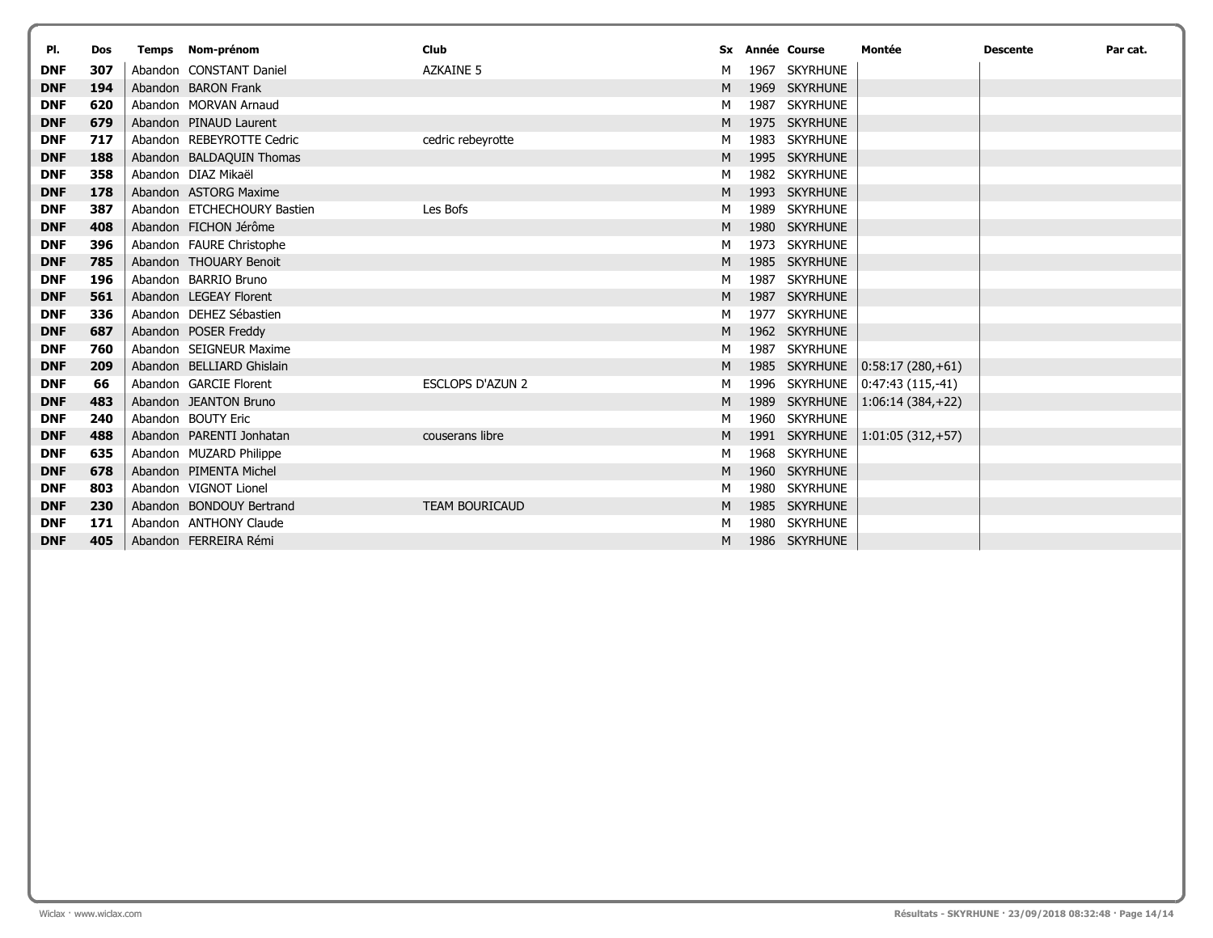| Pl. | Dos | Temps | Nom-prénom | Club | Sx | Année | Course | Montée | Descente | Par cat. |
|---|---|---|---|---|---|---|---|---|---|---|
| DNF | 307 | Abandon | CONSTANT Daniel | AZKAINE 5 | M | 1967 | SKYRHUNE | | | |
| DNF | 194 | Abandon | BARON Frank | | M | 1969 | SKYRHUNE | | | |
| DNF | 620 | Abandon | MORVAN Arnaud | | M | 1987 | SKYRHUNE | | | |
| DNF | 679 | Abandon | PINAUD Laurent | | M | 1975 | SKYRHUNE | | | |
| DNF | 717 | Abandon | REBEYROTTE Cedric | cedric rebeyrotte | M | 1983 | SKYRHUNE | | | |
| DNF | 188 | Abandon | BALDAQUIN Thomas | | M | 1995 | SKYRHUNE | | | |
| DNF | 358 | Abandon | DIAZ Mikaël | | M | 1982 | SKYRHUNE | | | |
| DNF | 178 | Abandon | ASTORG Maxime | | M | 1993 | SKYRHUNE | | | |
| DNF | 387 | Abandon | ETCHECHOURY Bastien | Les Bofs | M | 1989 | SKYRHUNE | | | |
| DNF | 408 | Abandon | FICHON Jérôme | | M | 1980 | SKYRHUNE | | | |
| DNF | 396 | Abandon | FAURE Christophe | | M | 1973 | SKYRHUNE | | | |
| DNF | 785 | Abandon | THOUARY Benoit | | M | 1985 | SKYRHUNE | | | |
| DNF | 196 | Abandon | BARRIO Bruno | | M | 1987 | SKYRHUNE | | | |
| DNF | 561 | Abandon | LEGEAY Florent | | M | 1987 | SKYRHUNE | | | |
| DNF | 336 | Abandon | DEHEZ Sébastien | | M | 1977 | SKYRHUNE | | | |
| DNF | 687 | Abandon | POSER Freddy | | M | 1962 | SKYRHUNE | | | |
| DNF | 760 | Abandon | SEIGNEUR Maxime | | M | 1987 | SKYRHUNE | | | |
| DNF | 209 | Abandon | BELLIARD Ghislain | | M | 1985 | SKYRHUNE | 0:58:17 (280,+61) | | |
| DNF | 66 | Abandon | GARCIE Florent | ESCLOPS D'AZUN 2 | M | 1996 | SKYRHUNE | 0:47:43 (115,-41) | | |
| DNF | 483 | Abandon | JEANTON Bruno | | M | 1989 | SKYRHUNE | 1:06:14 (384,+22) | | |
| DNF | 240 | Abandon | BOUTY Eric | | M | 1960 | SKYRHUNE | | | |
| DNF | 488 | Abandon | PARENTI Jonhatan | couserans libre | M | 1991 | SKYRHUNE | 1:01:05 (312,+57) | | |
| DNF | 635 | Abandon | MUZARD Philippe | | M | 1968 | SKYRHUNE | | | |
| DNF | 678 | Abandon | PIMENTA Michel | | M | 1960 | SKYRHUNE | | | |
| DNF | 803 | Abandon | VIGNOT Lionel | | M | 1980 | SKYRHUNE | | | |
| DNF | 230 | Abandon | BONDOUY Bertrand | TEAM BOURICAUD | M | 1985 | SKYRHUNE | | | |
| DNF | 171 | Abandon | ANTHONY Claude | | M | 1980 | SKYRHUNE | | | |
| DNF | 405 | Abandon | FERREIRA Rémi | | M | 1986 | SKYRHUNE | | | |